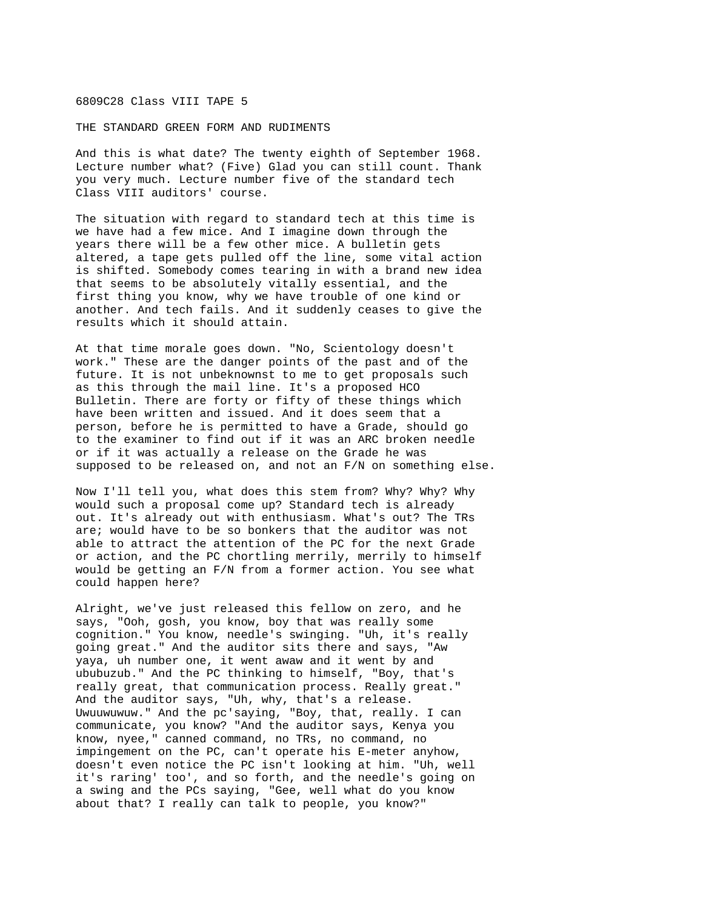6809C28 Class VIII TAPE 5

THE STANDARD GREEN FORM AND RUDIMENTS

And this is what date? The twenty eighth of September 1968. Lecture number what? (Five) Glad you can still count. Thank you very much. Lecture number five of the standard tech Class VIII auditors' course.

The situation with regard to standard tech at this time is we have had a few mice. And I imagine down through the years there will be a few other mice. A bulletin gets altered, a tape gets pulled off the line, some vital action is shifted. Somebody comes tearing in with a brand new idea that seems to be absolutely vitally essential, and the first thing you know, why we have trouble of one kind or another. And tech fails. And it suddenly ceases to give the results which it should attain.

At that time morale goes down. "No, Scientology doesn't work." These are the danger points of the past and of the future. It is not unbeknownst to me to get proposals such as this through the mail line. It's a proposed HCO Bulletin. There are forty or fifty of these things which have been written and issued. And it does seem that a person, before he is permitted to have a Grade, should go to the examiner to find out if it was an ARC broken needle or if it was actually a release on the Grade he was supposed to be released on, and not an F/N on something else.

Now I'll tell you, what does this stem from? Why? Why? Why would such a proposal come up? Standard tech is already out. It's already out with enthusiasm. What's out? The TRs are; would have to be so bonkers that the auditor was not able to attract the attention of the PC for the next Grade or action, and the PC chortling merrily, merrily to himself would be getting an F/N from a former action. You see what could happen here?

Alright, we've just released this fellow on zero, and he says, "Ooh, gosh, you know, boy that was really some cognition." You know, needle's swinging. "Uh, it's really going great." And the auditor sits there and says, "Aw yaya, uh number one, it went awaw and it went by and ububuzub." And the PC thinking to himself, "Boy, that's really great, that communication process. Really great." And the auditor says, "Uh, why, that's a release. Uwuuwuwuw." And the pc'saying, "Boy, that, really. I can communicate, you know? "And the auditor says, Kenya you know, nyee," canned command, no TRs, no command, no impingement on the PC, can't operate his E-meter anyhow, doesn't even notice the PC isn't looking at him. "Uh, well it's raring' too', and so forth, and the needle's going on a swing and the PCs saying, "Gee, well what do you know about that? I really can talk to people, you know?"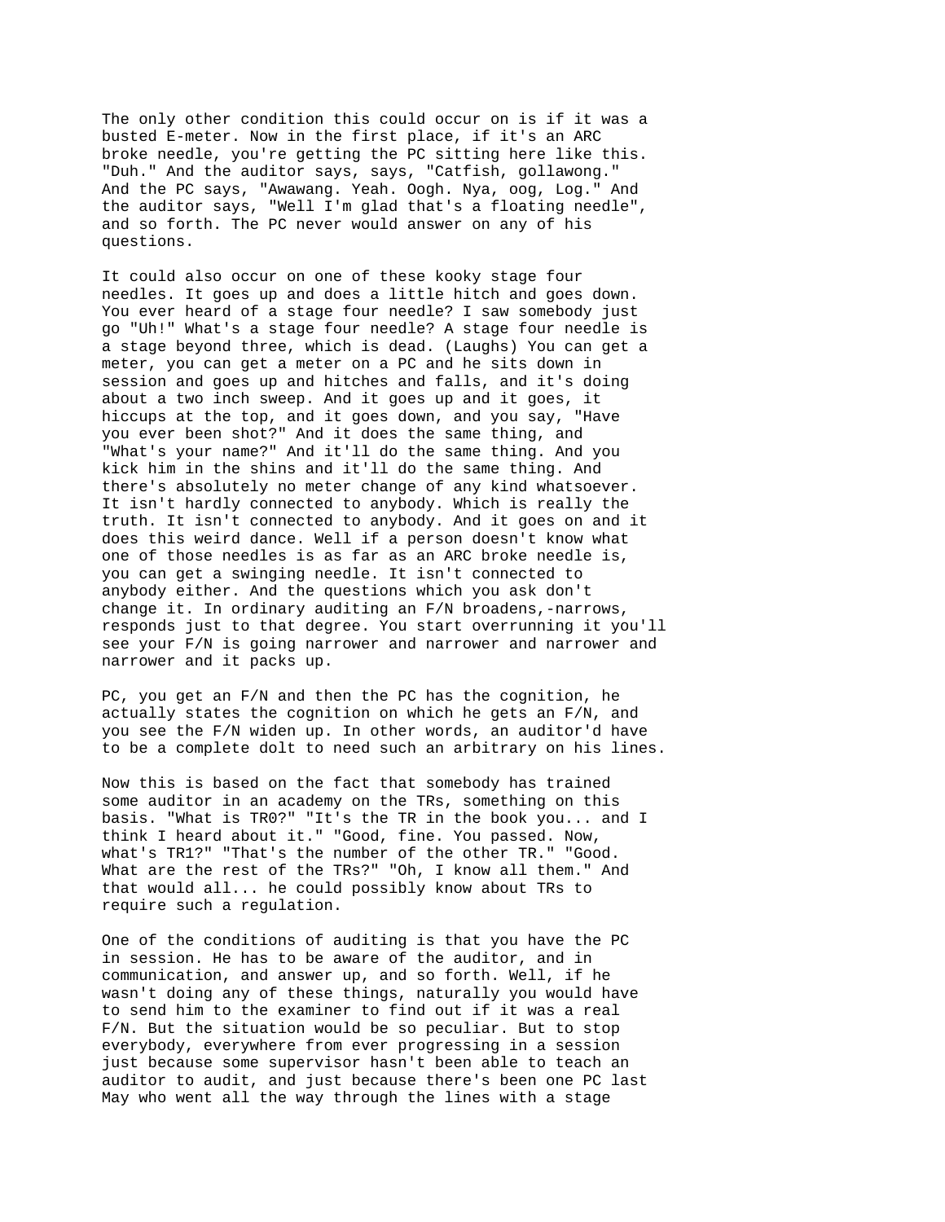The only other condition this could occur on is if it was a busted E-meter. Now in the first place, if it's an ARC broke needle, you're getting the PC sitting here like this. "Duh." And the auditor says, says, "Catfish, gollawong." And the PC says, "Awawang. Yeah. Oogh. Nya, oog, Log." And the auditor says, "Well I'm glad that's a floating needle", and so forth. The PC never would answer on any of his questions.

It could also occur on one of these kooky stage four needles. It goes up and does a little hitch and goes down. You ever heard of a stage four needle? I saw somebody just go "Uh!" What's a stage four needle? A stage four needle is a stage beyond three, which is dead. (Laughs) You can get a meter, you can get a meter on a PC and he sits down in session and goes up and hitches and falls, and it's doing about a two inch sweep. And it goes up and it goes, it hiccups at the top, and it goes down, and you say, "Have you ever been shot?" And it does the same thing, and "What's your name?" And it'll do the same thing. And you kick him in the shins and it'll do the same thing. And there's absolutely no meter change of any kind whatsoever. It isn't hardly connected to anybody. Which is really the truth. It isn't connected to anybody. And it goes on and it does this weird dance. Well if a person doesn't know what one of those needles is as far as an ARC broke needle is, you can get a swinging needle. It isn't connected to anybody either. And the questions which you ask don't change it. In ordinary auditing an F/N broadens,-narrows, responds just to that degree. You start overrunning it you'll see your F/N is going narrower and narrower and narrower and narrower and it packs up.

PC, you get an F/N and then the PC has the cognition, he actually states the cognition on which he gets an F/N, and you see the F/N widen up. In other words, an auditor'd have to be a complete dolt to need such an arbitrary on his lines.

Now this is based on the fact that somebody has trained some auditor in an academy on the TRs, something on this basis. "What is TR0?" "It's the TR in the book you... and I think I heard about it." "Good, fine. You passed. Now, what's TR1?" "That's the number of the other TR." "Good. What are the rest of the TRs?" "Oh, I know all them." And that would all... he could possibly know about TRs to require such a regulation.

One of the conditions of auditing is that you have the PC in session. He has to be aware of the auditor, and in communication, and answer up, and so forth. Well, if he wasn't doing any of these things, naturally you would have to send him to the examiner to find out if it was a real F/N. But the situation would be so peculiar. But to stop everybody, everywhere from ever progressing in a session just because some supervisor hasn't been able to teach an auditor to audit, and just because there's been one PC last May who went all the way through the lines with a stage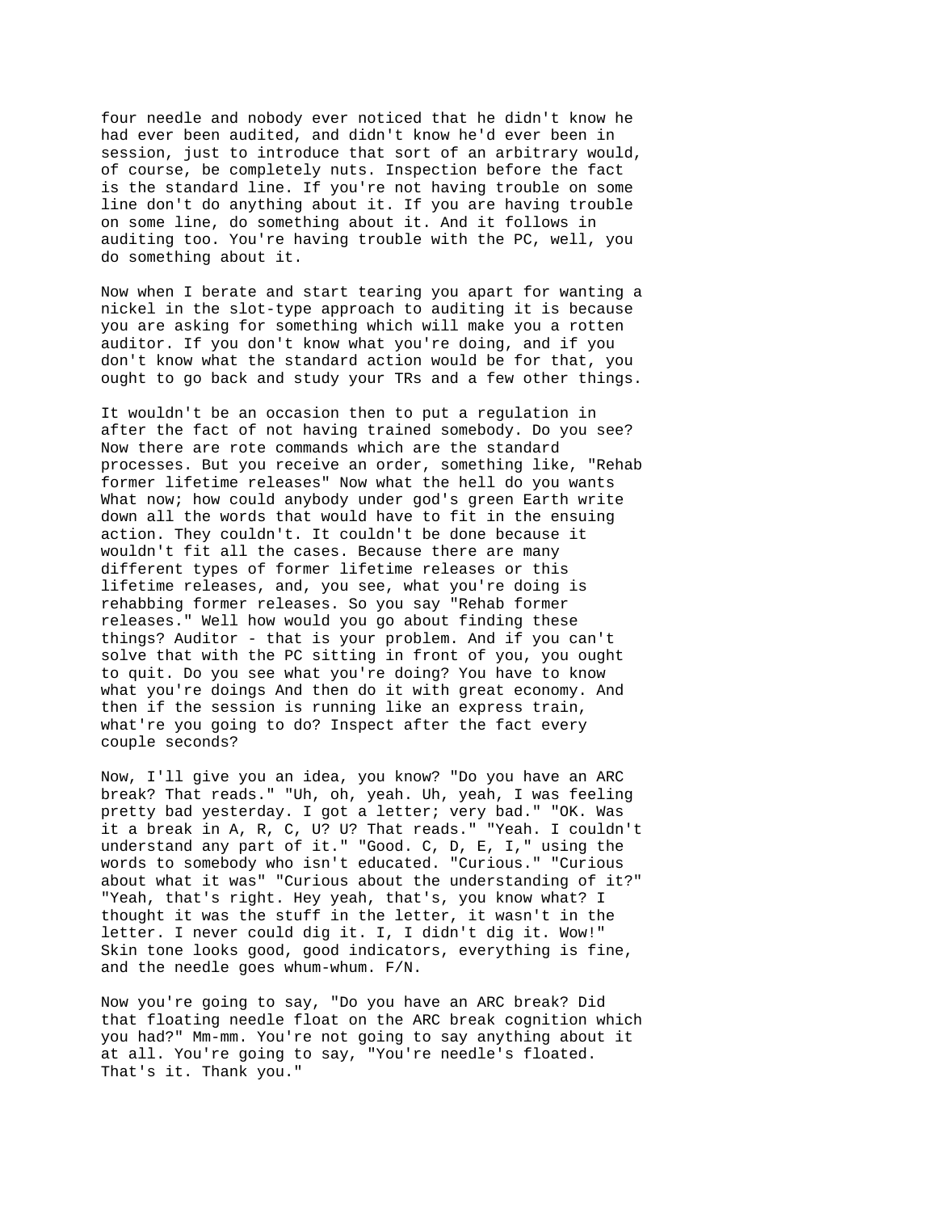four needle and nobody ever noticed that he didn't know he had ever been audited, and didn't know he'd ever been in session, just to introduce that sort of an arbitrary would, of course, be completely nuts. Inspection before the fact is the standard line. If you're not having trouble on some line don't do anything about it. If you are having trouble on some line, do something about it. And it follows in auditing too. You're having trouble with the PC, well, you do something about it.

Now when I berate and start tearing you apart for wanting a nickel in the slot-type approach to auditing it is because you are asking for something which will make you a rotten auditor. If you don't know what you're doing, and if you don't know what the standard action would be for that, you ought to go back and study your TRs and a few other things.

It wouldn't be an occasion then to put a regulation in after the fact of not having trained somebody. Do you see? Now there are rote commands which are the standard processes. But you receive an order, something like, "Rehab former lifetime releases" Now what the hell do you wants What now; how could anybody under god's green Earth write down all the words that would have to fit in the ensuing action. They couldn't. It couldn't be done because it wouldn't fit all the cases. Because there are many different types of former lifetime releases or this lifetime releases, and, you see, what you're doing is rehabbing former releases. So you say "Rehab former releases." Well how would you go about finding these things? Auditor - that is your problem. And if you can't solve that with the PC sitting in front of you, you ought to quit. Do you see what you're doing? You have to know what you're doings And then do it with great economy. And then if the session is running like an express train, what're you going to do? Inspect after the fact every couple seconds?

Now, I'll give you an idea, you know? "Do you have an ARC break? That reads." "Uh, oh, yeah. Uh, yeah, I was feeling pretty bad yesterday. I got a letter; very bad." "OK. Was it a break in A, R, C, U? U? That reads." "Yeah. I couldn't understand any part of it." "Good. C, D, E, I," using the words to somebody who isn't educated. "Curious." "Curious about what it was" "Curious about the understanding of it?" "Yeah, that's right. Hey yeah, that's, you know what? I thought it was the stuff in the letter, it wasn't in the letter. I never could dig it. I, I didn't dig it. Wow!" Skin tone looks good, good indicators, everything is fine, and the needle goes whum-whum. F/N.

Now you're going to say, "Do you have an ARC break? Did that floating needle float on the ARC break cognition which you had?" Mm-mm. You're not going to say anything about it at all. You're going to say, "You're needle's floated. That's it. Thank you."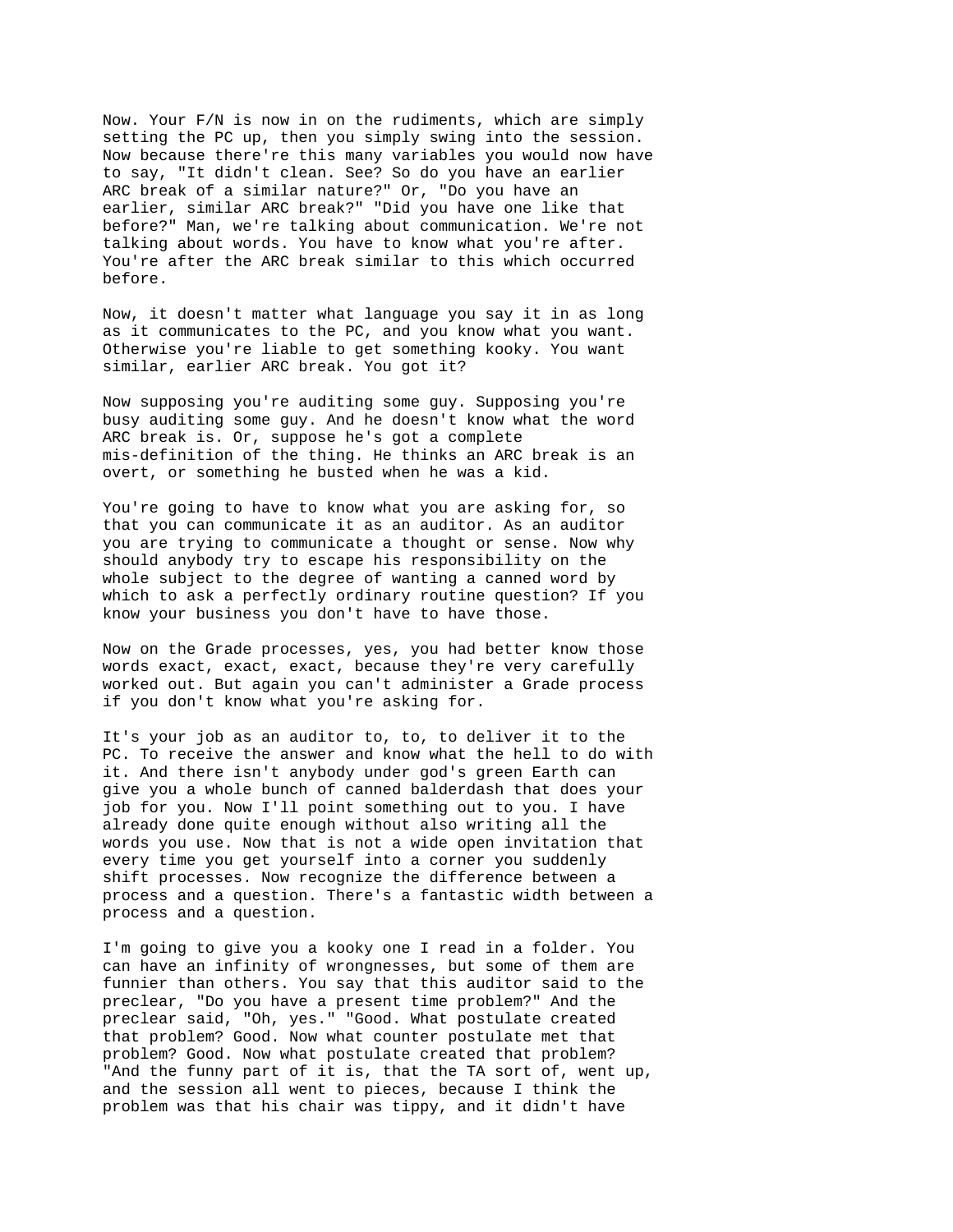Now. Your F/N is now in on the rudiments, which are simply setting the PC up, then you simply swing into the session. Now because there're this many variables you would now have to say, "It didn't clean. See? So do you have an earlier ARC break of a similar nature?" Or, "Do you have an earlier, similar ARC break?" "Did you have one like that before?" Man, we're talking about communication. We're not talking about words. You have to know what you're after. You're after the ARC break similar to this which occurred before.

Now, it doesn't matter what language you say it in as long as it communicates to the PC, and you know what you want. Otherwise you're liable to get something kooky. You want similar, earlier ARC break. You got it?

Now supposing you're auditing some guy. Supposing you're busy auditing some guy. And he doesn't know what the word ARC break is. Or, suppose he's got a complete mis-definition of the thing. He thinks an ARC break is an overt, or something he busted when he was a kid.

You're going to have to know what you are asking for, so that you can communicate it as an auditor. As an auditor you are trying to communicate a thought or sense. Now why should anybody try to escape his responsibility on the whole subject to the degree of wanting a canned word by which to ask a perfectly ordinary routine question? If you know your business you don't have to have those.

Now on the Grade processes, yes, you had better know those words exact, exact, exact, because they're very carefully worked out. But again you can't administer a Grade process if you don't know what you're asking for.

It's your job as an auditor to, to, to deliver it to the PC. To receive the answer and know what the hell to do with it. And there isn't anybody under god's green Earth can give you a whole bunch of canned balderdash that does your job for you. Now I'll point something out to you. I have already done quite enough without also writing all the words you use. Now that is not a wide open invitation that every time you get yourself into a corner you suddenly shift processes. Now recognize the difference between a process and a question. There's a fantastic width between a process and a question.

I'm going to give you a kooky one I read in a folder. You can have an infinity of wrongnesses, but some of them are funnier than others. You say that this auditor said to the preclear, "Do you have a present time problem?" And the preclear said, "Oh, yes." "Good. What postulate created that problem? Good. Now what counter postulate met that problem? Good. Now what postulate created that problem? "And the funny part of it is, that the TA sort of, went up, and the session all went to pieces, because I think the problem was that his chair was tippy, and it didn't have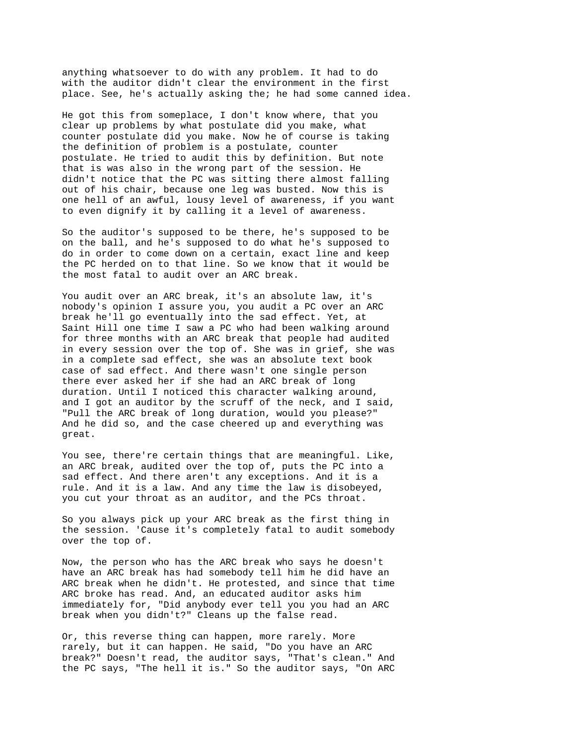anything whatsoever to do with any problem. It had to do with the auditor didn't clear the environment in the first place. See, he's actually asking the; he had some canned idea.

He got this from someplace, I don't know where, that you clear up problems by what postulate did you make, what counter postulate did you make. Now he of course is taking the definition of problem is a postulate, counter postulate. He tried to audit this by definition. But note that is was also in the wrong part of the session. He didn't notice that the PC was sitting there almost falling out of his chair, because one leg was busted. Now this is one hell of an awful, lousy level of awareness, if you want to even dignify it by calling it a level of awareness.

So the auditor's supposed to be there, he's supposed to be on the ball, and he's supposed to do what he's supposed to do in order to come down on a certain, exact line and keep the PC herded on to that line. So we know that it would be the most fatal to audit over an ARC break.

You audit over an ARC break, it's an absolute law, it's nobody's opinion I assure you, you audit a PC over an ARC break he'll go eventually into the sad effect. Yet, at Saint Hill one time I saw a PC who had been walking around for three months with an ARC break that people had audited in every session over the top of. She was in grief, she was in a complete sad effect, she was an absolute text book case of sad effect. And there wasn't one single person there ever asked her if she had an ARC break of long duration. Until I noticed this character walking around, and I got an auditor by the scruff of the neck, and I said, "Pull the ARC break of long duration, would you please?" And he did so, and the case cheered up and everything was great.

You see, there're certain things that are meaningful. Like, an ARC break, audited over the top of, puts the PC into a sad effect. And there aren't any exceptions. And it is a rule. And it is a law. And any time the law is disobeyed, you cut your throat as an auditor, and the PCs throat.

So you always pick up your ARC break as the first thing in the session. 'Cause it's completely fatal to audit somebody over the top of.

Now, the person who has the ARC break who says he doesn't have an ARC break has had somebody tell him he did have an ARC break when he didn't. He protested, and since that time ARC broke has read. And, an educated auditor asks him immediately for, "Did anybody ever tell you you had an ARC break when you didn't?" Cleans up the false read.

Or, this reverse thing can happen, more rarely. More rarely, but it can happen. He said, "Do you have an ARC break?" Doesn't read, the auditor says, "That's clean." And the PC says, "The hell it is." So the auditor says, "On ARC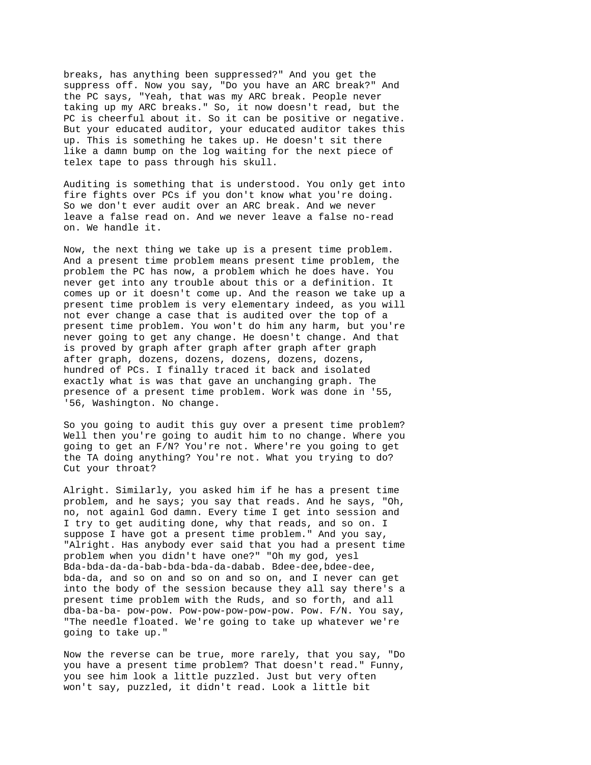breaks, has anything been suppressed?" And you get the suppress off. Now you say, "Do you have an ARC break?" And the PC says, "Yeah, that was my ARC break. People never taking up my ARC breaks." So, it now doesn't read, but the PC is cheerful about it. So it can be positive or negative. But your educated auditor, your educated auditor takes this up. This is something he takes up. He doesn't sit there like a damn bump on the log waiting for the next piece of telex tape to pass through his skull.

Auditing is something that is understood. You only get into fire fights over PCs if you don't know what you're doing. So we don't ever audit over an ARC break. And we never leave a false read on. And we never leave a false no-read on. We handle it.

Now, the next thing we take up is a present time problem. And a present time problem means present time problem, the problem the PC has now, a problem which he does have. You never get into any trouble about this or a definition. It comes up or it doesn't come up. And the reason we take up a present time problem is very elementary indeed, as you will not ever change a case that is audited over the top of a present time problem. You won't do him any harm, but you're never going to get any change. He doesn't change. And that is proved by graph after graph after graph after graph after graph, dozens, dozens, dozens, dozens, dozens, hundred of PCs. I finally traced it back and isolated exactly what is was that gave an unchanging graph. The presence of a present time problem. Work was done in '55, '56, Washington. No change.

So you going to audit this guy over a present time problem? Well then you're going to audit him to no change. Where you going to get an F/N? You're not. Where're you going to get the TA doing anything? You're not. What you trying to do? Cut your throat?

Alright. Similarly, you asked him if he has a present time problem, and he says; you say that reads. And he says, "Oh, no, not againl God damn. Every time I get into session and I try to get auditing done, why that reads, and so on. I suppose I have got a present time problem." And you say, "Alright. Has anybody ever said that you had a present time problem when you didn't have one?" "Oh my god, yesl Bda-bda-da-da-bab-bda-bda-da-dabab. Bdee-dee,bdee-dee, bda-da, and so on and so on and so on, and I never can get into the body of the session because they all say there's a present time problem with the Ruds, and so forth, and all dba-ba-ba- pow-pow. Pow-pow-pow-pow-pow. Pow. F/N. You say, "The needle floated. We're going to take up whatever we're going to take up."

Now the reverse can be true, more rarely, that you say, "Do you have a present time problem? That doesn't read." Funny, you see him look a little puzzled. Just but very often won't say, puzzled, it didn't read. Look a little bit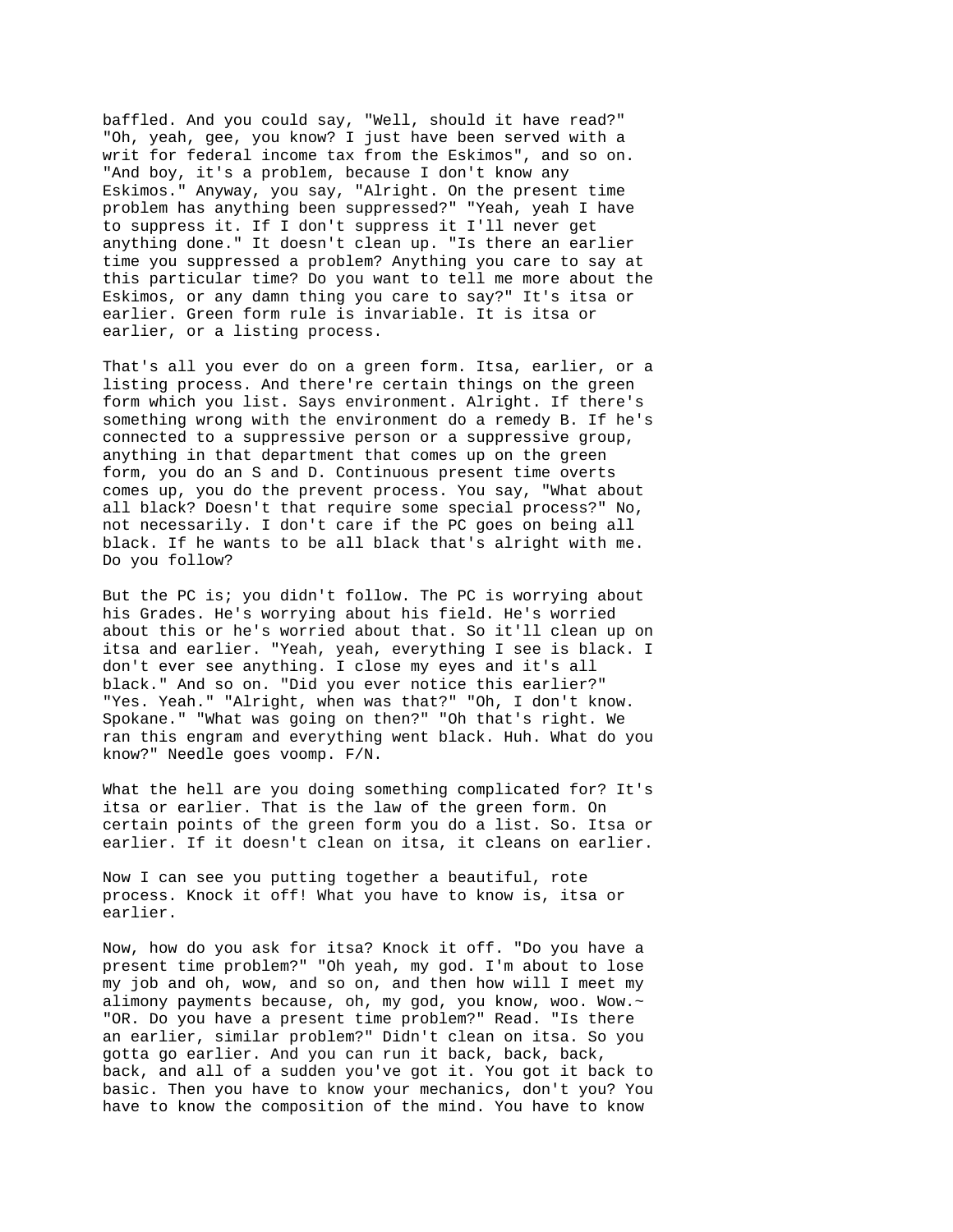baffled. And you could say, "Well, should it have read?" "Oh, yeah, gee, you know? I just have been served with a writ for federal income tax from the Eskimos", and so on. "And boy, it's a problem, because I don't know any Eskimos." Anyway, you say, "Alright. On the present time problem has anything been suppressed?" "Yeah, yeah I have to suppress it. If I don't suppress it I'll never get anything done." It doesn't clean up. "Is there an earlier time you suppressed a problem? Anything you care to say at this particular time? Do you want to tell me more about the Eskimos, or any damn thing you care to say?" It's itsa or earlier. Green form rule is invariable. It is itsa or earlier, or a listing process.

That's all you ever do on a green form. Itsa, earlier, or a listing process. And there're certain things on the green form which you list. Says environment. Alright. If there's something wrong with the environment do a remedy B. If he's connected to a suppressive person or a suppressive group, anything in that department that comes up on the green form, you do an S and D. Continuous present time overts comes up, you do the prevent process. You say, "What about all black? Doesn't that require some special process?" No, not necessarily. I don't care if the PC goes on being all black. If he wants to be all black that's alright with me. Do you follow?

But the PC is; you didn't follow. The PC is worrying about his Grades. He's worrying about his field. He's worried about this or he's worried about that. So it'll clean up on itsa and earlier. "Yeah, yeah, everything I see is black. I don't ever see anything. I close my eyes and it's all black." And so on. "Did you ever notice this earlier?" "Yes. Yeah." "Alright, when was that?" "Oh, I don't know. Spokane." "What was going on then?" "Oh that's right. We ran this engram and everything went black. Huh. What do you know?" Needle goes voomp. F/N.

What the hell are you doing something complicated for? It's itsa or earlier. That is the law of the green form. On certain points of the green form you do a list. So. Itsa or earlier. If it doesn't clean on itsa, it cleans on earlier.

Now I can see you putting together a beautiful, rote process. Knock it off! What you have to know is, itsa or earlier.

Now, how do you ask for itsa? Knock it off. "Do you have a present time problem?" "Oh yeah, my god. I'm about to lose my job and oh, wow, and so on, and then how will I meet my alimony payments because, oh, my god, you know, woo. Wow.~ "OR. Do you have a present time problem?" Read. "Is there an earlier, similar problem?" Didn't clean on itsa. So you gotta go earlier. And you can run it back, back, back, back, and all of a sudden you've got it. You got it back to basic. Then you have to know your mechanics, don't you? You have to know the composition of the mind. You have to know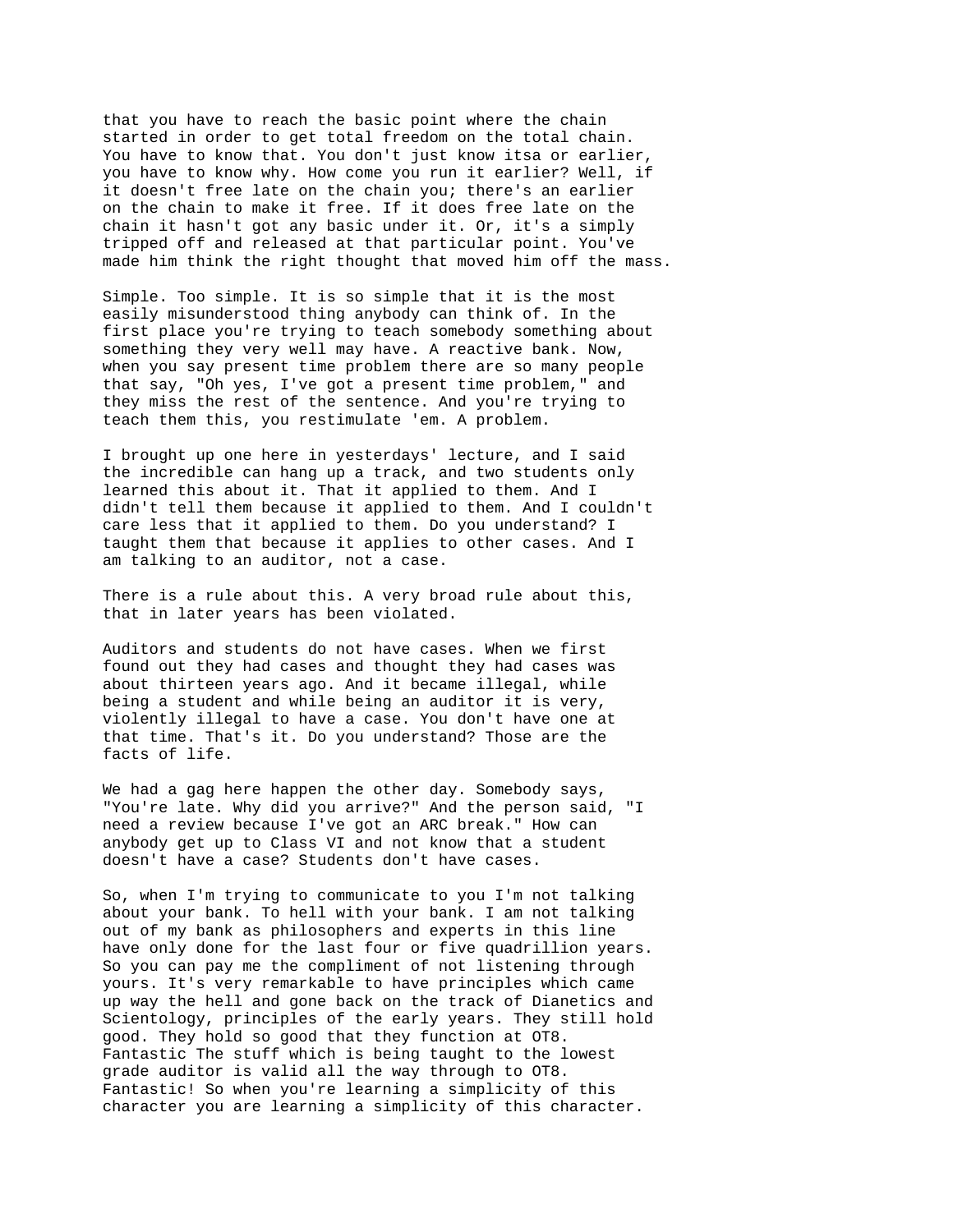that you have to reach the basic point where the chain started in order to get total freedom on the total chain. You have to know that. You don't just know itsa or earlier, you have to know why. How come you run it earlier? Well, if it doesn't free late on the chain you; there's an earlier on the chain to make it free. If it does free late on the chain it hasn't got any basic under it. Or, it's a simply tripped off and released at that particular point. You've made him think the right thought that moved him off the mass.

Simple. Too simple. It is so simple that it is the most easily misunderstood thing anybody can think of. In the first place you're trying to teach somebody something about something they very well may have. A reactive bank. Now, when you say present time problem there are so many people that say, "Oh yes, I've got a present time problem," and they miss the rest of the sentence. And you're trying to teach them this, you restimulate 'em. A problem.

I brought up one here in yesterdays' lecture, and I said the incredible can hang up a track, and two students only learned this about it. That it applied to them. And I didn't tell them because it applied to them. And I couldn't care less that it applied to them. Do you understand? I taught them that because it applies to other cases. And I am talking to an auditor, not a case.

There is a rule about this. A very broad rule about this, that in later years has been violated.

Auditors and students do not have cases. When we first found out they had cases and thought they had cases was about thirteen years ago. And it became illegal, while being a student and while being an auditor it is very, violently illegal to have a case. You don't have one at that time. That's it. Do you understand? Those are the facts of life.

We had a gag here happen the other day. Somebody says, "You're late. Why did you arrive?" And the person said, "I need a review because I've got an ARC break." How can anybody get up to Class VI and not know that a student doesn't have a case? Students don't have cases.

So, when I'm trying to communicate to you I'm not talking about your bank. To hell with your bank. I am not talking out of my bank as philosophers and experts in this line have only done for the last four or five quadrillion years. So you can pay me the compliment of not listening through yours. It's very remarkable to have principles which came up way the hell and gone back on the track of Dianetics and Scientology, principles of the early years. They still hold good. They hold so good that they function at OT8. Fantastic The stuff which is being taught to the lowest grade auditor is valid all the way through to OT8. Fantastic! So when you're learning a simplicity of this character you are learning a simplicity of this character.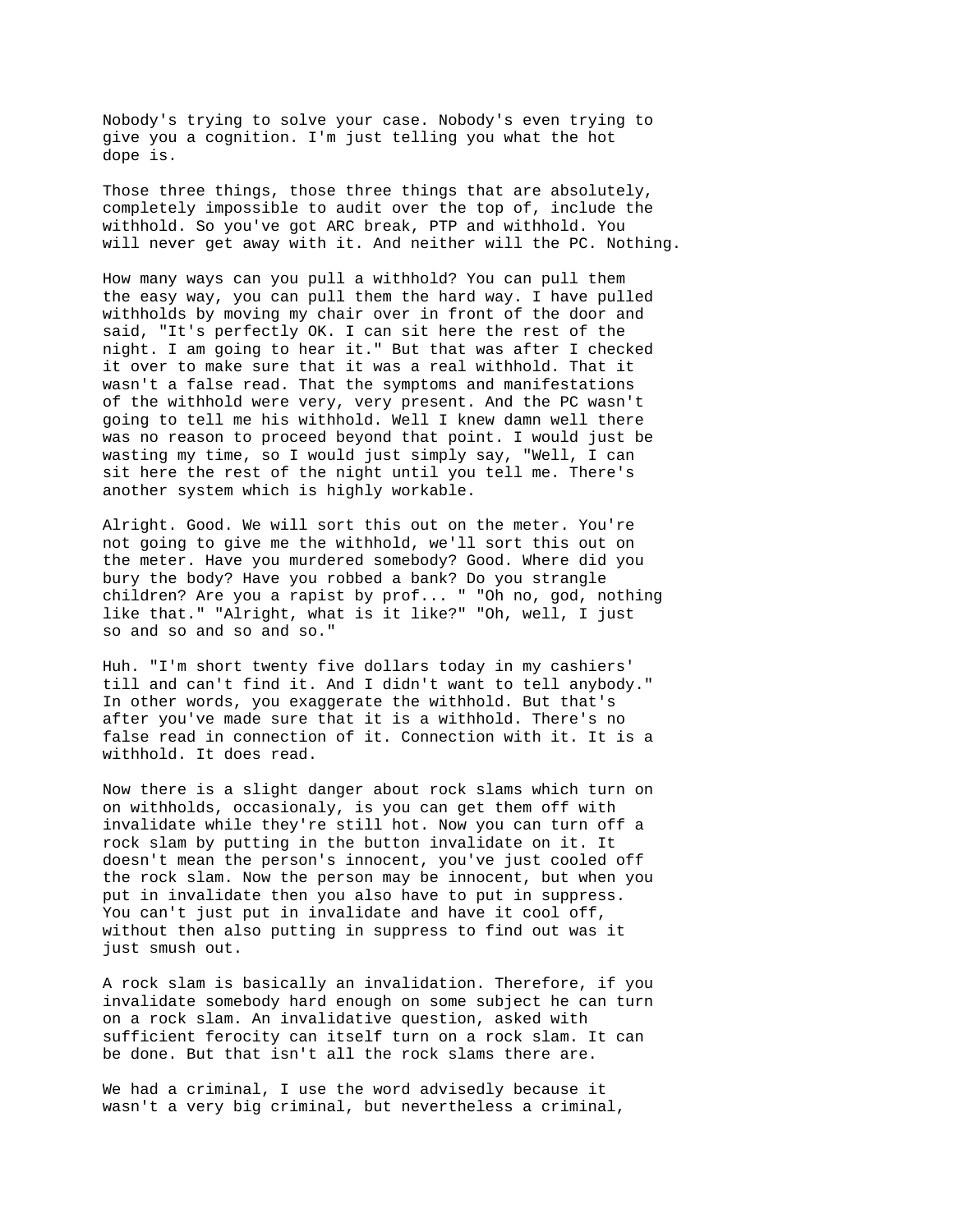Nobody's trying to solve your case. Nobody's even trying to give you a cognition. I'm just telling you what the hot dope is.

Those three things, those three things that are absolutely, completely impossible to audit over the top of, include the withhold. So you've got ARC break, PTP and withhold. You will never get away with it. And neither will the PC. Nothing.

How many ways can you pull a withhold? You can pull them the easy way, you can pull them the hard way. I have pulled withholds by moving my chair over in front of the door and said, "It's perfectly OK. I can sit here the rest of the night. I am going to hear it." But that was after I checked it over to make sure that it was a real withhold. That it wasn't a false read. That the symptoms and manifestations of the withhold were very, very present. And the PC wasn't going to tell me his withhold. Well I knew damn well there was no reason to proceed beyond that point. I would just be wasting my time, so I would just simply say, "Well, I can sit here the rest of the night until you tell me. There's another system which is highly workable.

Alright. Good. We will sort this out on the meter. You're not going to give me the withhold, we'll sort this out on the meter. Have you murdered somebody? Good. Where did you bury the body? Have you robbed a bank? Do you strangle children? Are you a rapist by prof... " "Oh no, god, nothing like that." "Alright, what is it like?" "Oh, well, I just so and so and so and so."

Huh. "I'm short twenty five dollars today in my cashiers' till and can't find it. And I didn't want to tell anybody." In other words, you exaggerate the withhold. But that's after you've made sure that it is a withhold. There's no false read in connection of it. Connection with it. It is a withhold. It does read.

Now there is a slight danger about rock slams which turn on on withholds, occasionaly, is you can get them off with invalidate while they're still hot. Now you can turn off a rock slam by putting in the button invalidate on it. It doesn't mean the person's innocent, you've just cooled off the rock slam. Now the person may be innocent, but when you put in invalidate then you also have to put in suppress. You can't just put in invalidate and have it cool off, without then also putting in suppress to find out was it just smush out.

A rock slam is basically an invalidation. Therefore, if you invalidate somebody hard enough on some subject he can turn on a rock slam. An invalidative question, asked with sufficient ferocity can itself turn on a rock slam. It can be done. But that isn't all the rock slams there are.

We had a criminal, I use the word advisedly because it wasn't a very big criminal, but nevertheless a criminal,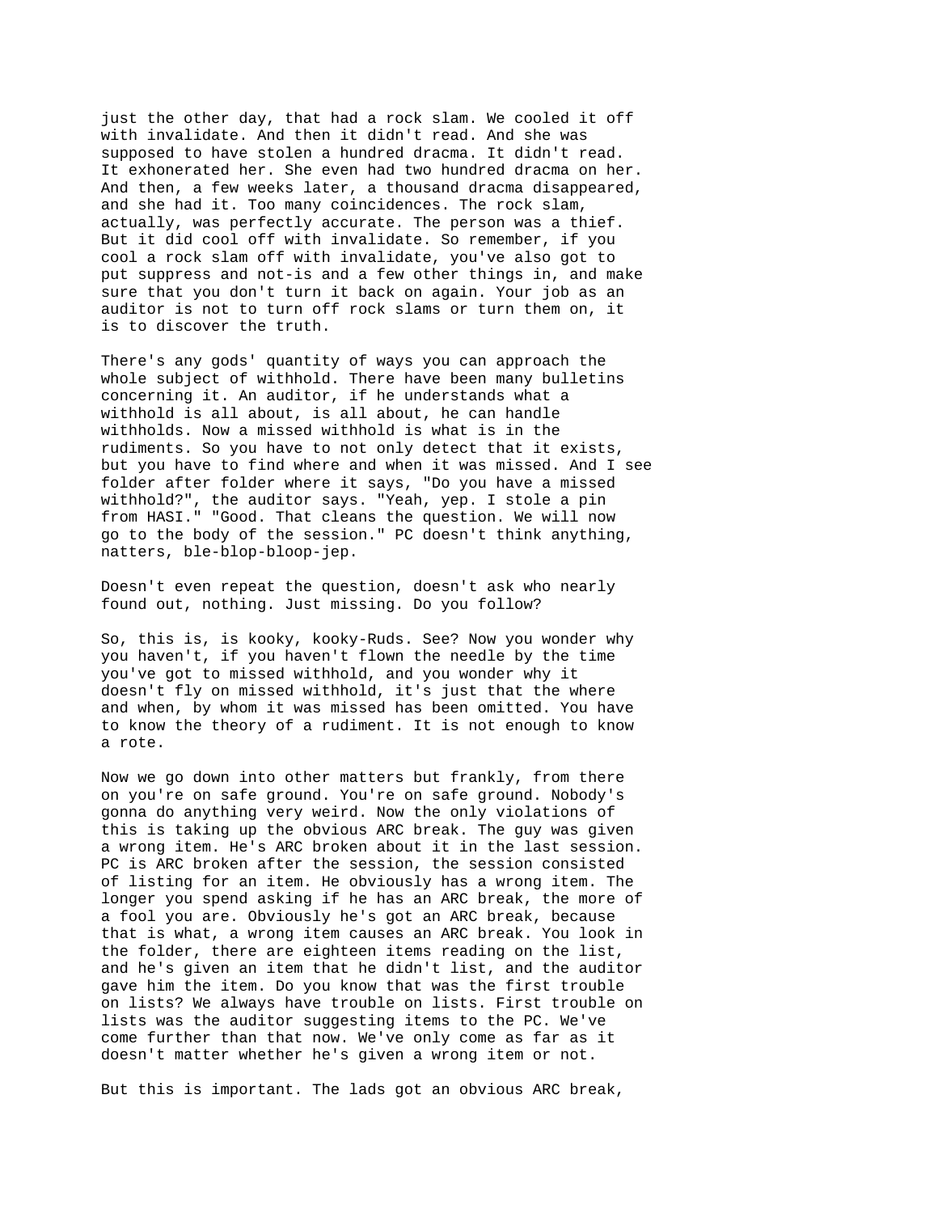just the other day, that had a rock slam. We cooled it off with invalidate. And then it didn't read. And she was supposed to have stolen a hundred dracma. It didn't read. It exhonerated her. She even had two hundred dracma on her. And then, a few weeks later, a thousand dracma disappeared, and she had it. Too many coincidences. The rock slam, actually, was perfectly accurate. The person was a thief. But it did cool off with invalidate. So remember, if you cool a rock slam off with invalidate, you've also got to put suppress and not-is and a few other things in, and make sure that you don't turn it back on again. Your job as an auditor is not to turn off rock slams or turn them on, it is to discover the truth.

There's any gods' quantity of ways you can approach the whole subject of withhold. There have been many bulletins concerning it. An auditor, if he understands what a withhold is all about, is all about, he can handle withholds. Now a missed withhold is what is in the rudiments. So you have to not only detect that it exists, but you have to find where and when it was missed. And I see folder after folder where it says, "Do you have a missed withhold?", the auditor says. "Yeah, yep. I stole a pin from HASI." "Good. That cleans the question. We will now go to the body of the session." PC doesn't think anything, natters, ble-blop-bloop-jep.

Doesn't even repeat the question, doesn't ask who nearly found out, nothing. Just missing. Do you follow?

So, this is, is kooky, kooky-Ruds. See? Now you wonder why you haven't, if you haven't flown the needle by the time you've got to missed withhold, and you wonder why it doesn't fly on missed withhold, it's just that the where and when, by whom it was missed has been omitted. You have to know the theory of a rudiment. It is not enough to know a rote.

Now we go down into other matters but frankly, from there on you're on safe ground. You're on safe ground. Nobody's gonna do anything very weird. Now the only violations of this is taking up the obvious ARC break. The guy was given a wrong item. He's ARC broken about it in the last session. PC is ARC broken after the session, the session consisted of listing for an item. He obviously has a wrong item. The longer you spend asking if he has an ARC break, the more of a fool you are. Obviously he's got an ARC break, because that is what, a wrong item causes an ARC break. You look in the folder, there are eighteen items reading on the list, and he's given an item that he didn't list, and the auditor gave him the item. Do you know that was the first trouble on lists? We always have trouble on lists. First trouble on lists was the auditor suggesting items to the PC. We've come further than that now. We've only come as far as it doesn't matter whether he's given a wrong item or not.

But this is important. The lads got an obvious ARC break,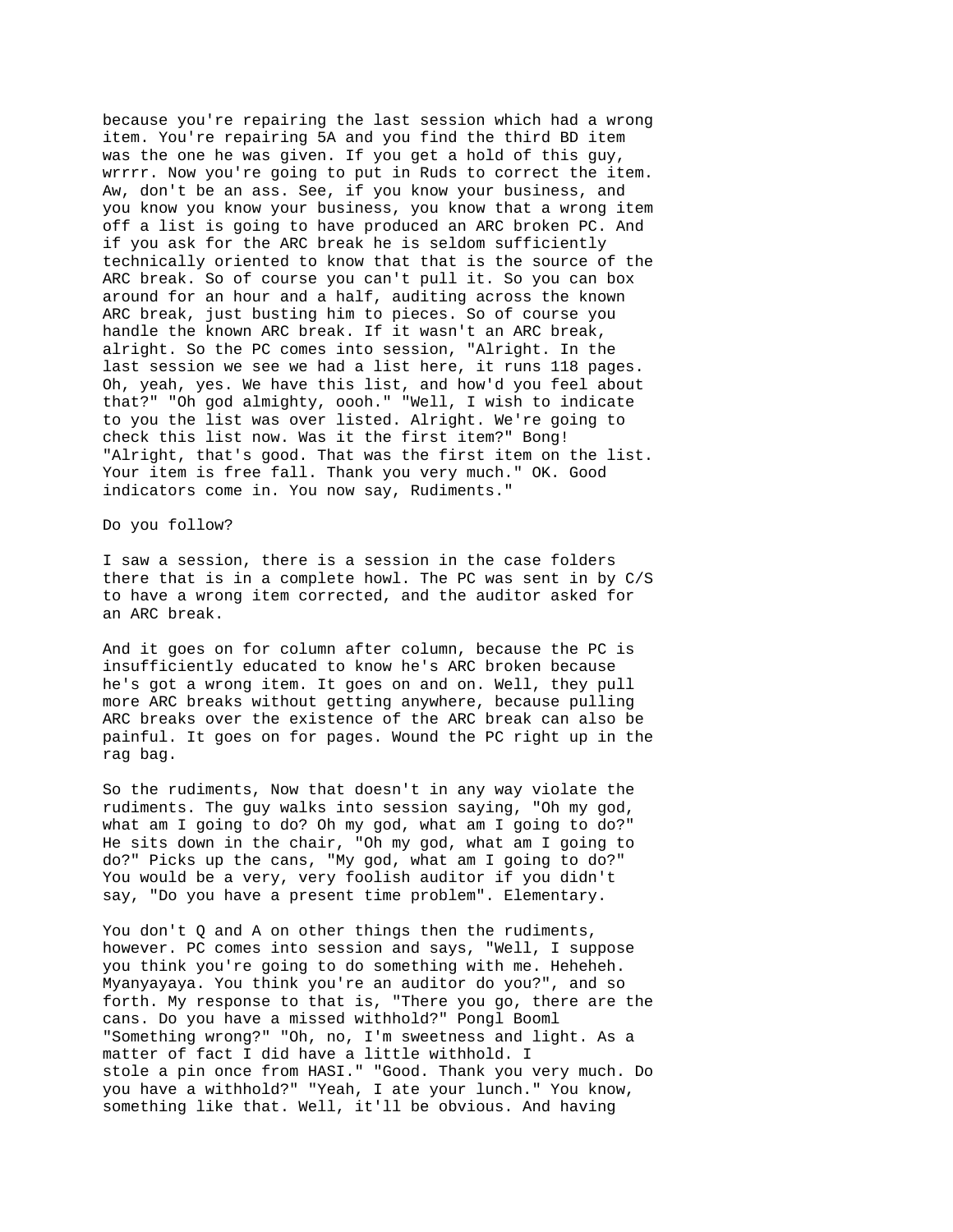because you're repairing the last session which had a wrong item. You're repairing 5A and you find the third BD item was the one he was given. If you get a hold of this guy, wrrrr. Now you're going to put in Ruds to correct the item. Aw, don't be an ass. See, if you know your business, and you know you know your business, you know that a wrong item off a list is going to have produced an ARC broken PC. And if you ask for the ARC break he is seldom sufficiently technically oriented to know that that is the source of the ARC break. So of course you can't pull it. So you can box around for an hour and a half, auditing across the known ARC break, just busting him to pieces. So of course you handle the known ARC break. If it wasn't an ARC break, alright. So the PC comes into session, "Alright. In the last session we see we had a list here, it runs 118 pages. Oh, yeah, yes. We have this list, and how'd you feel about that?" "Oh god almighty, oooh." "Well, I wish to indicate to you the list was over listed. Alright. We're going to check this list now. Was it the first item?" Bong! "Alright, that's good. That was the first item on the list. Your item is free fall. Thank you very much." OK. Good indicators come in. You now say, Rudiments."

Do you follow?

I saw a session, there is a session in the case folders there that is in a complete howl. The PC was sent in by C/S to have a wrong item corrected, and the auditor asked for an ARC break.

And it goes on for column after column, because the PC is insufficiently educated to know he's ARC broken because he's got a wrong item. It goes on and on. Well, they pull more ARC breaks without getting anywhere, because pulling ARC breaks over the existence of the ARC break can also be painful. It goes on for pages. Wound the PC right up in the rag bag.

So the rudiments, Now that doesn't in any way violate the rudiments. The guy walks into session saying, "Oh my god, what am I going to do? Oh my god, what am I going to do?" He sits down in the chair, "Oh my god, what am I going to do?" Picks up the cans, "My god, what am I going to do?" You would be a very, very foolish auditor if you didn't say, "Do you have a present time problem". Elementary.

You don't Q and A on other things then the rudiments, however. PC comes into session and says, "Well, I suppose you think you're going to do something with me. Heheheh. Myanyayaya. You think you're an auditor do you?", and so forth. My response to that is, "There you go, there are the cans. Do you have a missed withhold?" Pongl Booml "Something wrong?" "Oh, no, I'm sweetness and light. As a matter of fact I did have a little withhold. I stole a pin once from HASI." "Good. Thank you very much. Do you have a withhold?" "Yeah, I ate your lunch." You know, something like that. Well, it'll be obvious. And having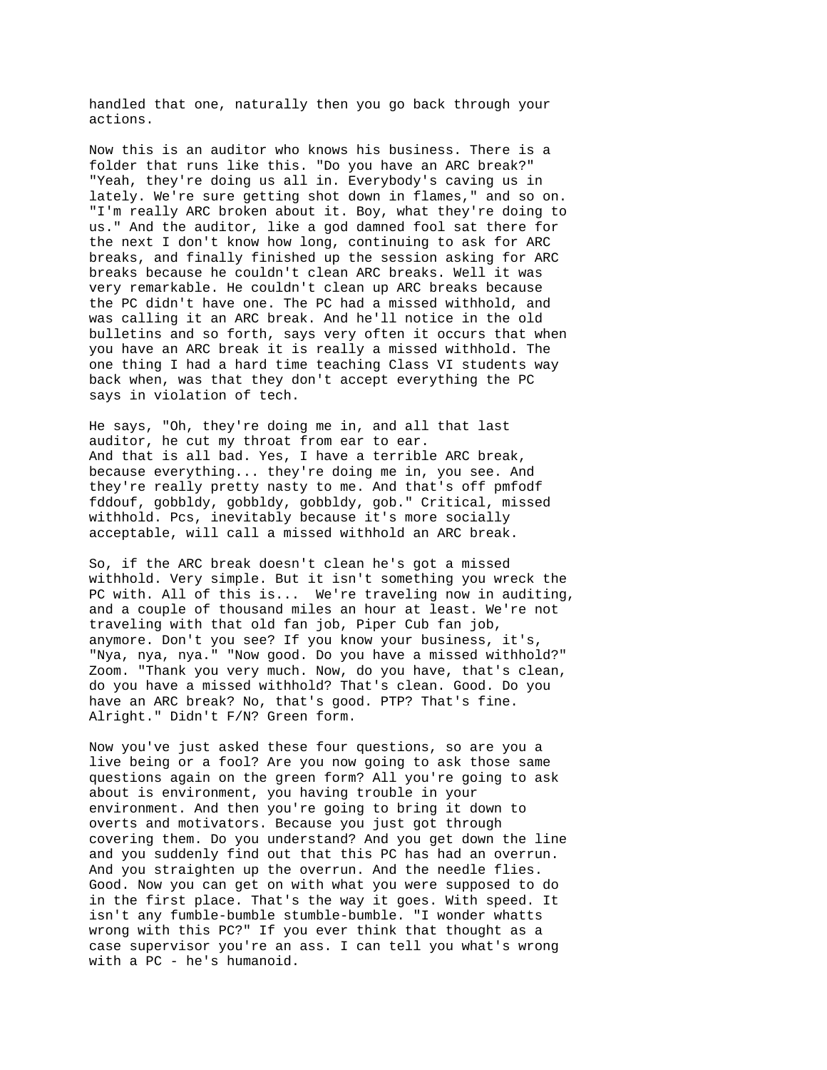handled that one, naturally then you go back through your actions.

Now this is an auditor who knows his business. There is a folder that runs like this. "Do you have an ARC break?" "Yeah, they're doing us all in. Everybody's caving us in lately. We're sure getting shot down in flames," and so on. "I'm really ARC broken about it. Boy, what they're doing to us." And the auditor, like a god damned fool sat there for the next I don't know how long, continuing to ask for ARC breaks, and finally finished up the session asking for ARC breaks because he couldn't clean ARC breaks. Well it was very remarkable. He couldn't clean up ARC breaks because the PC didn't have one. The PC had a missed withhold, and was calling it an ARC break. And he'll notice in the old bulletins and so forth, says very often it occurs that when you have an ARC break it is really a missed withhold. The one thing I had a hard time teaching Class VI students way back when, was that they don't accept everything the PC says in violation of tech.

He says, "Oh, they're doing me in, and all that last auditor, he cut my throat from ear to ear.
And that is all bad. Yes, I have a terrible ARC break, because everything... they're doing me in, you see. And they're really pretty nasty to me. And that's off pmfodf fddouf, gobbldy, gobbldy, gobbldy, gob." Critical, missed withhold. Pcs, inevitably because it's more socially acceptable, will call a missed withhold an ARC break.

So, if the ARC break doesn't clean he's got a missed withhold. Very simple. But it isn't something you wreck the PC with. All of this is... We're traveling now in auditing, and a couple of thousand miles an hour at least. We're not traveling with that old fan job, Piper Cub fan job, anymore. Don't you see? If you know your business, it's, "Nya, nya, nya." "Now good. Do you have a missed withhold?" Zoom. "Thank you very much. Now, do you have, that's clean, do you have a missed withhold? That's clean. Good. Do you have an ARC break? No, that's good. PTP? That's fine. Alright." Didn't F/N? Green form.

Now you've just asked these four questions, so are you a live being or a fool? Are you now going to ask those same questions again on the green form? All you're going to ask about is environment, you having trouble in your environment. And then you're going to bring it down to overts and motivators. Because you just got through covering them. Do you understand? And you get down the line and you suddenly find out that this PC has had an overrun. And you straighten up the overrun. And the needle flies. Good. Now you can get on with what you were supposed to do in the first place. That's the way it goes. With speed. It isn't any fumble-bumble stumble-bumble. "I wonder whatts wrong with this PC?" If you ever think that thought as a case supervisor you're an ass. I can tell you what's wrong with a PC - he's humanoid.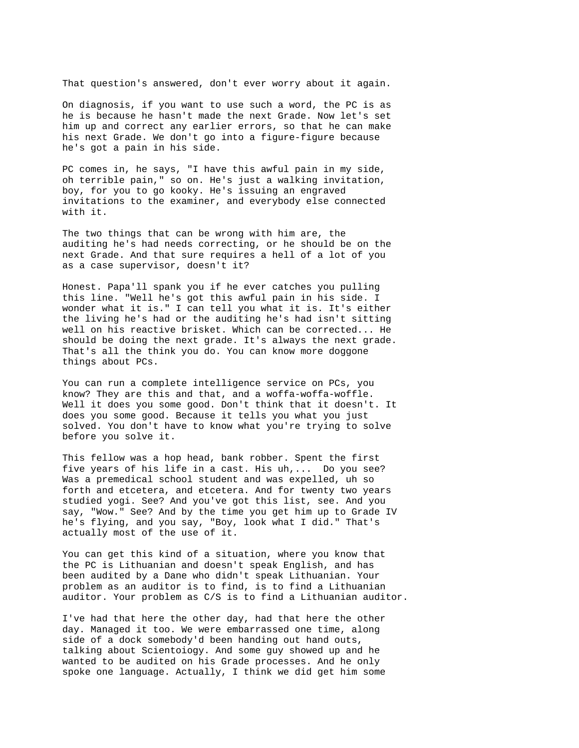That question's answered, don't ever worry about it again.

On diagnosis, if you want to use such a word, the PC is as he is because he hasn't made the next Grade. Now let's set him up and correct any earlier errors, so that he can make his next Grade. We don't go into a figure-figure because he's got a pain in his side.

PC comes in, he says, "I have this awful pain in my side, oh terrible pain," so on. He's just a walking invitation, boy, for you to go kooky. He's issuing an engraved invitations to the examiner, and everybody else connected with it.

The two things that can be wrong with him are, the auditing he's had needs correcting, or he should be on the next Grade. And that sure requires a hell of a lot of you as a case supervisor, doesn't it?

Honest. Papa'll spank you if he ever catches you pulling this line. "Well he's got this awful pain in his side. I wonder what it is." I can tell you what it is. It's either the living he's had or the auditing he's had isn't sitting well on his reactive brisket. Which can be corrected... He should be doing the next grade. It's always the next grade. That's all the think you do. You can know more doggone things about PCs.

You can run a complete intelligence service on PCs, you know? They are this and that, and a woffa-woffa-woffle. Well it does you some good. Don't think that it doesn't. It does you some good. Because it tells you what you just solved. You don't have to know what you're trying to solve before you solve it.

This fellow was a hop head, bank robber. Spent the first five years of his life in a cast. His uh,... Do you see? Was a premedical school student and was expelled, uh so forth and etcetera, and etcetera. And for twenty two years studied yogi. See? And you've got this list, see. And you say, "Wow." See? And by the time you get him up to Grade IV he's flying, and you say, "Boy, look what I did." That's actually most of the use of it.

You can get this kind of a situation, where you know that the PC is Lithuanian and doesn't speak English, and has been audited by a Dane who didn't speak Lithuanian. Your problem as an auditor is to find, is to find a Lithuanian auditor. Your problem as C/S is to find a Lithuanian auditor.

I've had that here the other day, had that here the other day. Managed it too. We were embarrassed one time, along side of a dock somebody'd been handing out hand outs, talking about Scientoiogy. And some guy showed up and he wanted to be audited on his Grade processes. And he only spoke one language. Actually, I think we did get him some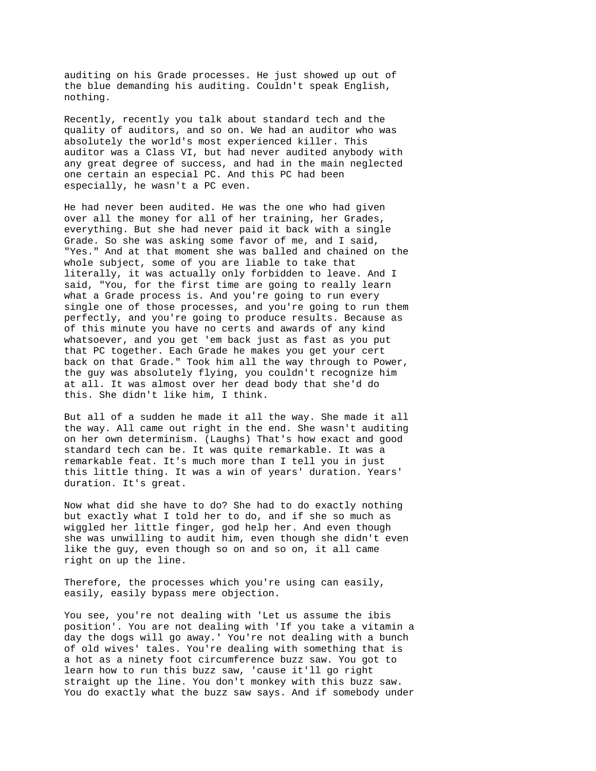auditing on his Grade processes. He just showed up out of the blue demanding his auditing. Couldn't speak English, nothing.

Recently, recently you talk about standard tech and the quality of auditors, and so on. We had an auditor who was absolutely the world's most experienced killer. This auditor was a Class VI, but had never audited anybody with any great degree of success, and had in the main neglected one certain an especial PC. And this PC had been especially, he wasn't a PC even.

He had never been audited. He was the one who had given over all the money for all of her training, her Grades, everything. But she had never paid it back with a single Grade. So she was asking some favor of me, and I said, "Yes." And at that moment she was balled and chained on the whole subject, some of you are liable to take that literally, it was actually only forbidden to leave. And I said, "You, for the first time are going to really learn what a Grade process is. And you're going to run every single one of those processes, and you're going to run them perfectly, and you're going to produce results. Because as of this minute you have no certs and awards of any kind whatsoever, and you get 'em back just as fast as you put that PC together. Each Grade he makes you get your cert back on that Grade." Took him all the way through to Power, the guy was absolutely flying, you couldn't recognize him at all. It was almost over her dead body that she'd do this. She didn't like him, I think.

But all of a sudden he made it all the way. She made it all the way. All came out right in the end. She wasn't auditing on her own determinism. (Laughs) That's how exact and good standard tech can be. It was quite remarkable. It was a remarkable feat. It's much more than I tell you in just this little thing. It was a win of years' duration. Years' duration. It's great.

Now what did she have to do? She had to do exactly nothing but exactly what I told her to do, and if she so much as wiggled her little finger, god help her. And even though she was unwilling to audit him, even though she didn't even like the guy, even though so on and so on, it all came right on up the line.

Therefore, the processes which you're using can easily, easily, easily bypass mere objection.

You see, you're not dealing with 'Let us assume the ibis position'. You are not dealing with 'If you take a vitamin a day the dogs will go away.' You're not dealing with a bunch of old wives' tales. You're dealing with something that is a hot as a ninety foot circumference buzz saw. You got to learn how to run this buzz saw, 'cause it'll go right straight up the line. You don't monkey with this buzz saw. You do exactly what the buzz saw says. And if somebody under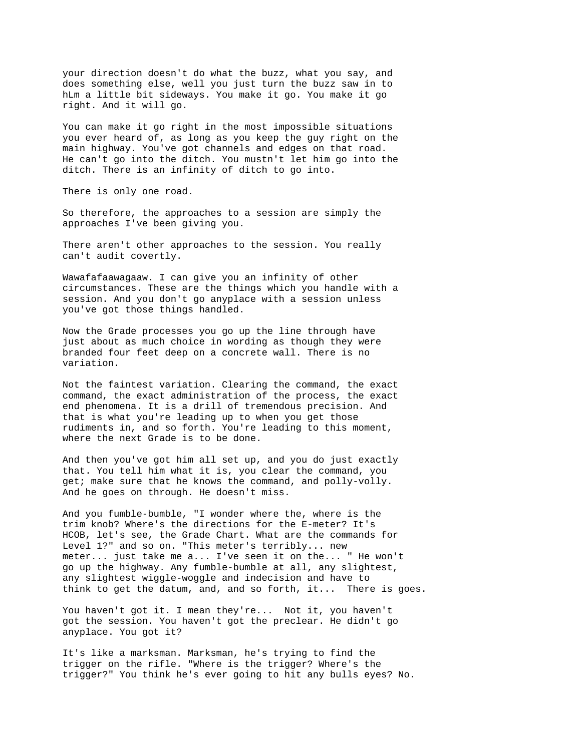your direction doesn't do what the buzz, what you say, and does something else, well you just turn the buzz saw in to hLm a little bit sideways. You make it go. You make it go right. And it will go.

You can make it go right in the most impossible situations you ever heard of, as long as you keep the guy right on the main highway. You've got channels and edges on that road. He can't go into the ditch. You mustn't let him go into the ditch. There is an infinity of ditch to go into.

There is only one road.

So therefore, the approaches to a session are simply the approaches I've been giving you.

There aren't other approaches to the session. You really can't audit covertly.

Wawafafaawagaaw. I can give you an infinity of other circumstances. These are the things which you handle with a session. And you don't go anyplace with a session unless you've got those things handled.

Now the Grade processes you go up the line through have just about as much choice in wording as though they were branded four feet deep on a concrete wall. There is no variation.

Not the faintest variation. Clearing the command, the exact command, the exact administration of the process, the exact end phenomena. It is a drill of tremendous precision. And that is what you're leading up to when you get those rudiments in, and so forth. You're leading to this moment, where the next Grade is to be done.

And then you've got him all set up, and you do just exactly that. You tell him what it is, you clear the command, you get; make sure that he knows the command, and polly-volly. And he goes on through. He doesn't miss.

And you fumble-bumble, "I wonder where the, where is the trim knob? Where's the directions for the E-meter? It's HCOB, let's see, the Grade Chart. What are the commands for Level 1?" and so on. "This meter's terribly... new meter... just take me a... I've seen it on the... " He won't go up the highway. Any fumble-bumble at all, any slightest, any slightest wiggle-woggle and indecision and have to think to get the datum, and, and so forth, it... There is goes.

You haven't got it. I mean they're... Not it, you haven't got the session. You haven't got the preclear. He didn't go anyplace. You got it?

It's like a marksman. Marksman, he's trying to find the trigger on the rifle. "Where is the trigger? Where's the trigger?" You think he's ever going to hit any bulls eyes? No.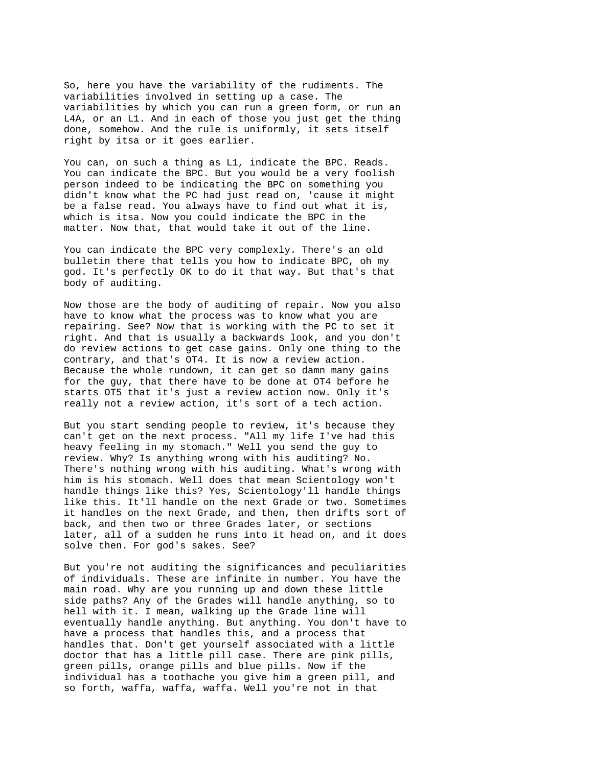So, here you have the variability of the rudiments. The variabilities involved in setting up a case. The variabilities by which you can run a green form, or run an L4A, or an L1. And in each of those you just get the thing done, somehow. And the rule is uniformly, it sets itself right by itsa or it goes earlier.

You can, on such a thing as L1, indicate the BPC. Reads. You can indicate the BPC. But you would be a very foolish person indeed to be indicating the BPC on something you didn't know what the PC had just read on, 'cause it might be a false read. You always have to find out what it is, which is itsa. Now you could indicate the BPC in the matter. Now that, that would take it out of the line.

You can indicate the BPC very complexly. There's an old bulletin there that tells you how to indicate BPC, oh my god. It's perfectly OK to do it that way. But that's that body of auditing.

Now those are the body of auditing of repair. Now you also have to know what the process was to know what you are repairing. See? Now that is working with the PC to set it right. And that is usually a backwards look, and you don't do review actions to get case gains. Only one thing to the contrary, and that's OT4. It is now a review action. Because the whole rundown, it can get so damn many gains for the guy, that there have to be done at OT4 before he starts OT5 that it's just a review action now. Only it's really not a review action, it's sort of a tech action.

But you start sending people to review, it's because they can't get on the next process. "All my life I've had this heavy feeling in my stomach." Well you send the guy to review. Why? Is anything wrong with his auditing? No. There's nothing wrong with his auditing. What's wrong with him is his stomach. Well does that mean Scientology won't handle things like this? Yes, Scientology'll handle things like this. It'll handle on the next Grade or two. Sometimes it handles on the next Grade, and then, then drifts sort of back, and then two or three Grades later, or sections later, all of a sudden he runs into it head on, and it does solve then. For god's sakes. See?

But you're not auditing the significances and peculiarities of individuals. These are infinite in number. You have the main road. Why are you running up and down these little side paths? Any of the Grades will handle anything, so to hell with it. I mean, walking up the Grade line will eventually handle anything. But anything. You don't have to have a process that handles this, and a process that handles that. Don't get yourself associated with a little doctor that has a little pill case. There are pink pills, green pills, orange pills and blue pills. Now if the individual has a toothache you give him a green pill, and so forth, waffa, waffa, waffa. Well you're not in that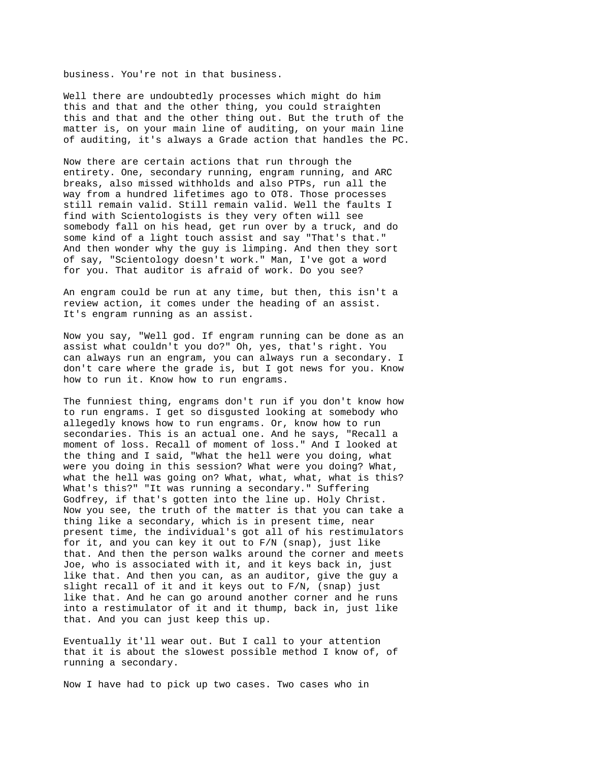business. You're not in that business.

Well there are undoubtedly processes which might do him this and that and the other thing, you could straighten this and that and the other thing out. But the truth of the matter is, on your main line of auditing, on your main line of auditing, it's always a Grade action that handles the PC.

Now there are certain actions that run through the entirety. One, secondary running, engram running, and ARC breaks, also missed withholds and also PTPs, run all the way from a hundred lifetimes ago to OT8. Those processes still remain valid. Still remain valid. Well the faults I find with Scientologists is they very often will see somebody fall on his head, get run over by a truck, and do some kind of a light touch assist and say "That's that." And then wonder why the guy is limping. And then they sort of say, "Scientology doesn't work." Man, I've got a word for you. That auditor is afraid of work. Do you see?

An engram could be run at any time, but then, this isn't a review action, it comes under the heading of an assist. It's engram running as an assist.

Now you say, "Well god. If engram running can be done as an assist what couldn't you do?" Oh, yes, that's right. You can always run an engram, you can always run a secondary. I don't care where the grade is, but I got news for you. Know how to run it. Know how to run engrams.

The funniest thing, engrams don't run if you don't know how to run engrams. I get so disgusted looking at somebody who allegedly knows how to run engrams. Or, know how to run secondaries. This is an actual one. And he says, "Recall a moment of loss. Recall of moment of loss." And I looked at the thing and I said, "What the hell were you doing, what were you doing in this session? What were you doing? What, what the hell was going on? What, what, what, what is this? What's this?" "It was running a secondary." Suffering Godfrey, if that's gotten into the line up. Holy Christ. Now you see, the truth of the matter is that you can take a thing like a secondary, which is in present time, near present time, the individual's got all of his restimulators for it, and you can key it out to F/N (snap), just like that. And then the person walks around the corner and meets Joe, who is associated with it, and it keys back in, just like that. And then you can, as an auditor, give the guy a slight recall of it and it keys out to F/N, (snap) just like that. And he can go around another corner and he runs into a restimulator of it and it thump, back in, just like that. And you can just keep this up.

Eventually it'll wear out. But I call to your attention that it is about the slowest possible method I know of, of running a secondary.

Now I have had to pick up two cases. Two cases who in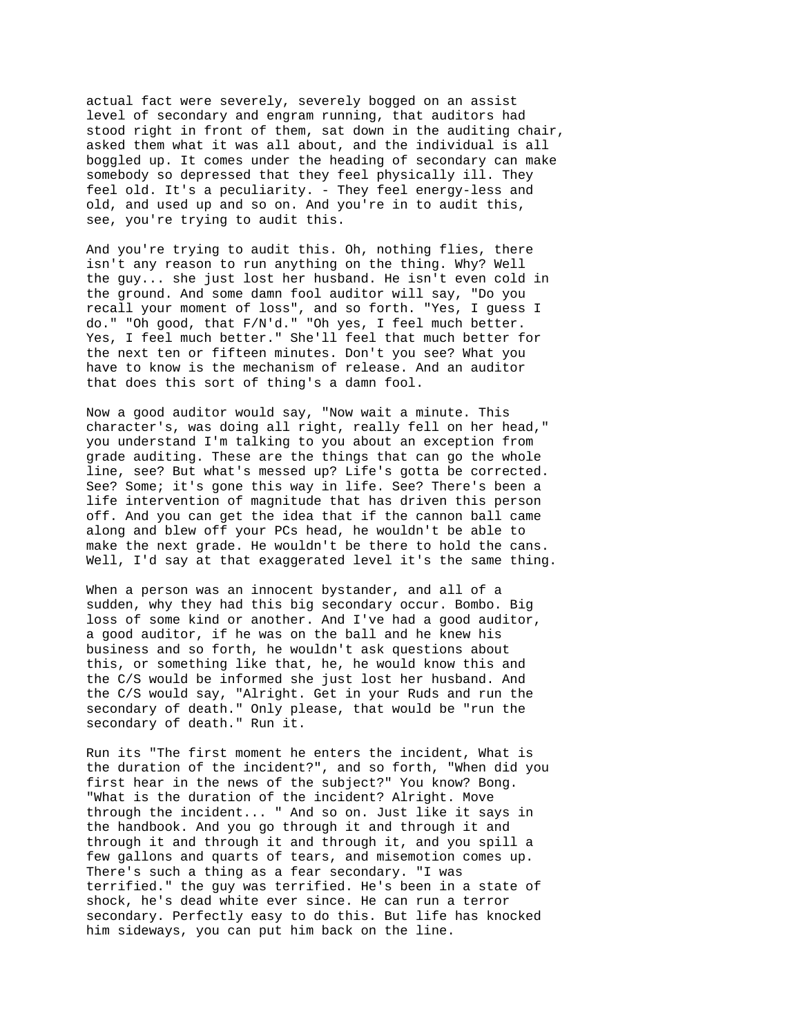actual fact were severely, severely bogged on an assist level of secondary and engram running, that auditors had stood right in front of them, sat down in the auditing chair, asked them what it was all about, and the individual is all boggled up. It comes under the heading of secondary can make somebody so depressed that they feel physically ill. They feel old. It's a peculiarity. - They feel energy-less and old, and used up and so on. And you're in to audit this, see, you're trying to audit this.

And you're trying to audit this. Oh, nothing flies, there isn't any reason to run anything on the thing. Why? Well the guy... she just lost her husband. He isn't even cold in the ground. And some damn fool auditor will say, "Do you recall your moment of loss", and so forth. "Yes, I guess I do." "Oh good, that F/N'd." "Oh yes, I feel much better. Yes, I feel much better." She'll feel that much better for the next ten or fifteen minutes. Don't you see? What you have to know is the mechanism of release. And an auditor that does this sort of thing's a damn fool.

Now a good auditor would say, "Now wait a minute. This character's, was doing all right, really fell on her head," you understand I'm talking to you about an exception from grade auditing. These are the things that can go the whole line, see? But what's messed up? Life's gotta be corrected. See? Some; it's gone this way in life. See? There's been a life intervention of magnitude that has driven this person off. And you can get the idea that if the cannon ball came along and blew off your PCs head, he wouldn't be able to make the next grade. He wouldn't be there to hold the cans. Well, I'd say at that exaggerated level it's the same thing.

When a person was an innocent bystander, and all of a sudden, why they had this big secondary occur. Bombo. Big loss of some kind or another. And I've had a good auditor, a good auditor, if he was on the ball and he knew his business and so forth, he wouldn't ask questions about this, or something like that, he, he would know this and the C/S would be informed she just lost her husband. And the C/S would say, "Alright. Get in your Ruds and run the secondary of death." Only please, that would be "run the secondary of death." Run it.

Run its "The first moment he enters the incident, What is the duration of the incident?", and so forth, "When did you first hear in the news of the subject?" You know? Bong. "What is the duration of the incident? Alright. Move through the incident... " And so on. Just like it says in the handbook. And you go through it and through it and through it and through it and through it, and you spill a few gallons and quarts of tears, and misemotion comes up. There's such a thing as a fear secondary. "I was terrified." the guy was terrified. He's been in a state of shock, he's dead white ever since. He can run a terror secondary. Perfectly easy to do this. But life has knocked him sideways, you can put him back on the line.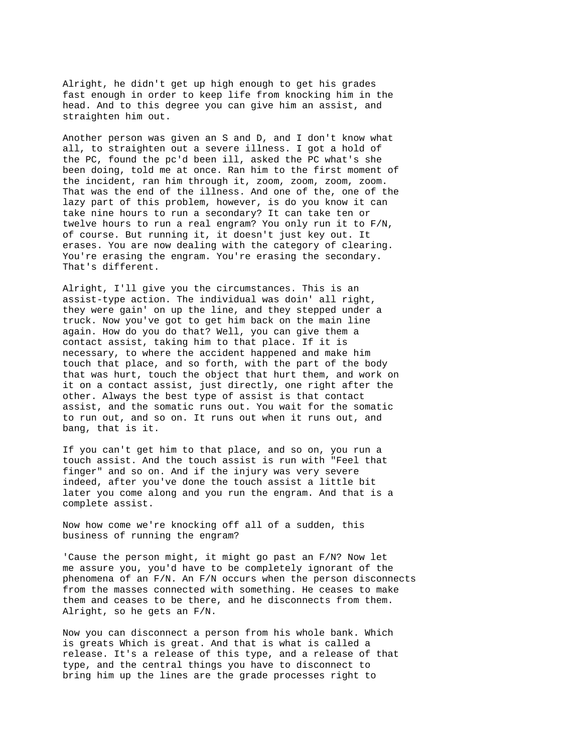Alright, he didn't get up high enough to get his grades fast enough in order to keep life from knocking him in the head. And to this degree you can give him an assist, and straighten him out.

Another person was given an S and D, and I don't know what all, to straighten out a severe illness. I got a hold of the PC, found the pc'd been ill, asked the PC what's she been doing, told me at once. Ran him to the first moment of the incident, ran him through it, zoom, zoom, zoom, zoom. That was the end of the illness. And one of the, one of the lazy part of this problem, however, is do you know it can take nine hours to run a secondary? It can take ten or twelve hours to run a real engram? You only run it to F/N, of course. But running it, it doesn't just key out. It erases. You are now dealing with the category of clearing. You're erasing the engram. You're erasing the secondary. That's different.

Alright, I'll give you the circumstances. This is an assist-type action. The individual was doin' all right, they were gain' on up the line, and they stepped under a truck. Now you've got to get him back on the main line again. How do you do that? Well, you can give them a contact assist, taking him to that place. If it is necessary, to where the accident happened and make him touch that place, and so forth, with the part of the body that was hurt, touch the object that hurt them, and work on it on a contact assist, just directly, one right after the other. Always the best type of assist is that contact assist, and the somatic runs out. You wait for the somatic to run out, and so on. It runs out when it runs out, and bang, that is it.

If you can't get him to that place, and so on, you run a touch assist. And the touch assist is run with "Feel that finger" and so on. And if the injury was very severe indeed, after you've done the touch assist a little bit later you come along and you run the engram. And that is a complete assist.

Now how come we're knocking off all of a sudden, this business of running the engram?

'Cause the person might, it might go past an F/N? Now let me assure you, you'd have to be completely ignorant of the phenomena of an F/N. An F/N occurs when the person disconnects from the masses connected with something. He ceases to make them and ceases to be there, and he disconnects from them. Alright, so he gets an F/N.

Now you can disconnect a person from his whole bank. Which is greats Which is great. And that is what is called a release. It's a release of this type, and a release of that type, and the central things you have to disconnect to bring him up the lines are the grade processes right to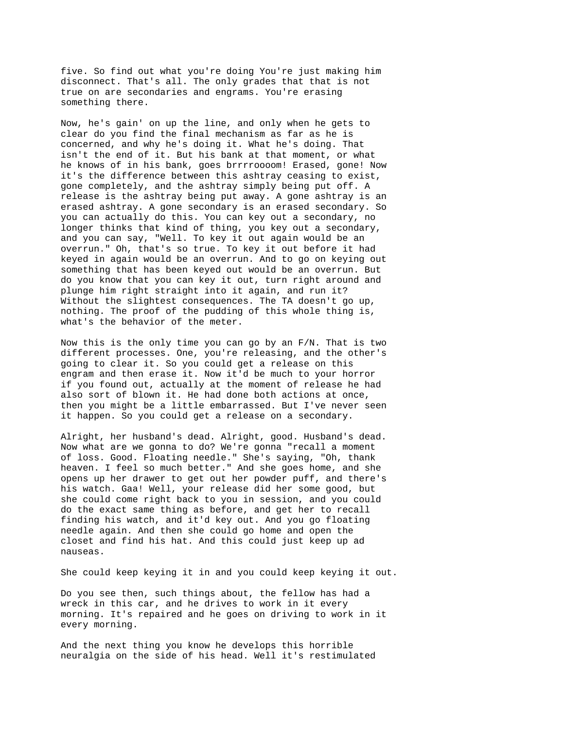five. So find out what you're doing You're just making him disconnect. That's all. The only grades that that is not true on are secondaries and engrams. You're erasing something there.

Now, he's gain' on up the line, and only when he gets to clear do you find the final mechanism as far as he is concerned, and why he's doing it. What he's doing. That isn't the end of it. But his bank at that moment, or what he knows of in his bank, goes brrrroooom! Erased, gone! Now it's the difference between this ashtray ceasing to exist, gone completely, and the ashtray simply being put off. A release is the ashtray being put away. A gone ashtray is an erased ashtray. A gone secondary is an erased secondary. So you can actually do this. You can key out a secondary, no longer thinks that kind of thing, you key out a secondary, and you can say, "Well. To key it out again would be an overrun." Oh, that's so true. To key it out before it had keyed in again would be an overrun. And to go on keying out something that has been keyed out would be an overrun. But do you know that you can key it out, turn right around and plunge him right straight into it again, and run it? Without the slightest consequences. The TA doesn't go up, nothing. The proof of the pudding of this whole thing is, what's the behavior of the meter.

Now this is the only time you can go by an F/N. That is two different processes. One, you're releasing, and the other's going to clear it. So you could get a release on this engram and then erase it. Now it'd be much to your horror if you found out, actually at the moment of release he had also sort of blown it. He had done both actions at once, then you might be a little embarrassed. But I've never seen it happen. So you could get a release on a secondary.

Alright, her husband's dead. Alright, good. Husband's dead. Now what are we gonna to do? We're gonna "recall a moment of loss. Good. Floating needle." She's saying, "Oh, thank heaven. I feel so much better." And she goes home, and she opens up her drawer to get out her powder puff, and there's his watch. Gaa! Well, your release did her some good, but she could come right back to you in session, and you could do the exact same thing as before, and get her to recall finding his watch, and it'd key out. And you go floating needle again. And then she could go home and open the closet and find his hat. And this could just keep up ad nauseas.

She could keep keying it in and you could keep keying it out.

Do you see then, such things about, the fellow has had a wreck in this car, and he drives to work in it every morning. It's repaired and he goes on driving to work in it every morning.

And the next thing you know he develops this horrible neuralgia on the side of his head. Well it's restimulated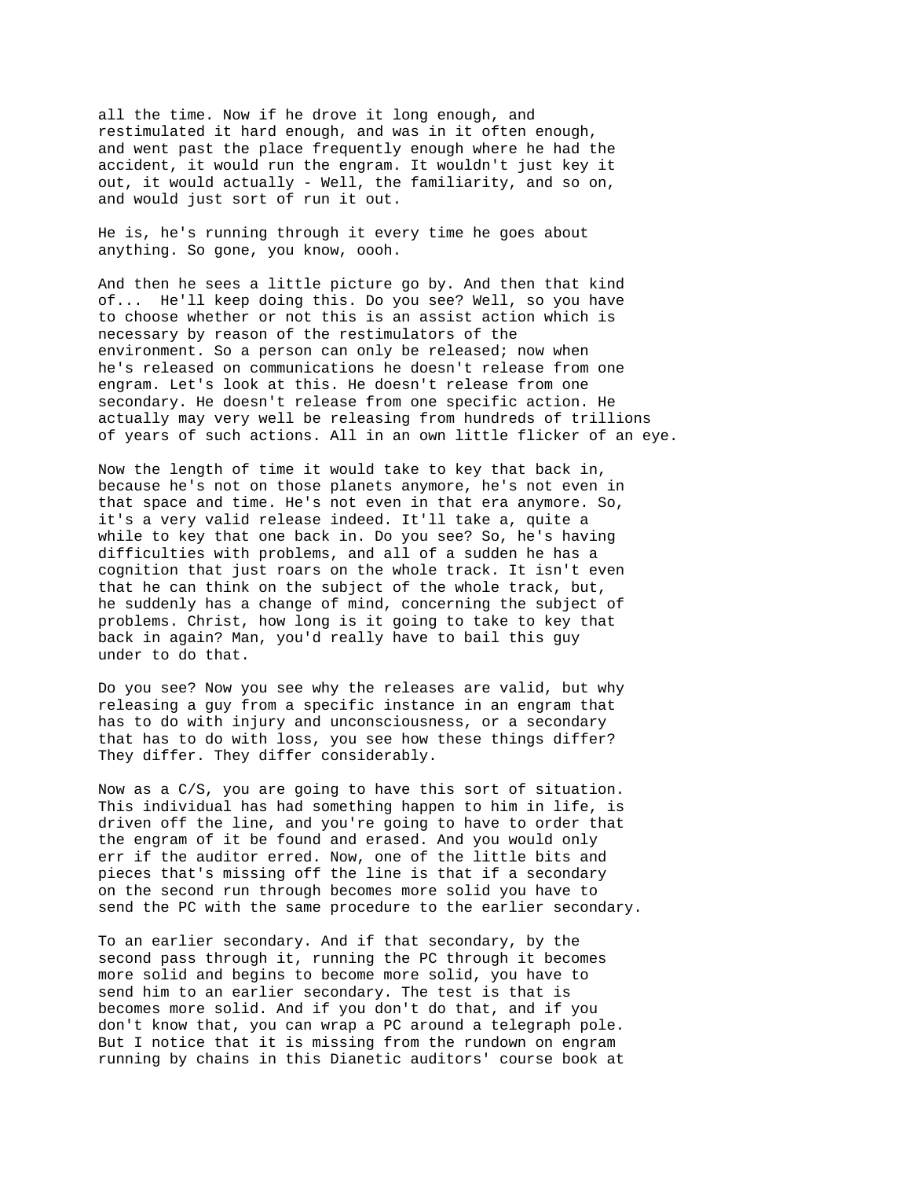all the time. Now if he drove it long enough, and restimulated it hard enough, and was in it often enough, and went past the place frequently enough where he had the accident, it would run the engram. It wouldn't just key it out, it would actually - Well, the familiarity, and so on, and would just sort of run it out.

He is, he's running through it every time he goes about anything. So gone, you know, oooh.

And then he sees a little picture go by. And then that kind of... He'll keep doing this. Do you see? Well, so you have to choose whether or not this is an assist action which is necessary by reason of the restimulators of the environment. So a person can only be released; now when he's released on communications he doesn't release from one engram. Let's look at this. He doesn't release from one secondary. He doesn't release from one specific action. He actually may very well be releasing from hundreds of trillions of years of such actions. All in an own little flicker of an eye.

Now the length of time it would take to key that back in, because he's not on those planets anymore, he's not even in that space and time. He's not even in that era anymore. So, it's a very valid release indeed. It'll take a, quite a while to key that one back in. Do you see? So, he's having difficulties with problems, and all of a sudden he has a cognition that just roars on the whole track. It isn't even that he can think on the subject of the whole track, but, he suddenly has a change of mind, concerning the subject of problems. Christ, how long is it going to take to key that back in again? Man, you'd really have to bail this guy under to do that.

Do you see? Now you see why the releases are valid, but why releasing a guy from a specific instance in an engram that has to do with injury and unconsciousness, or a secondary that has to do with loss, you see how these things differ? They differ. They differ considerably.

Now as a C/S, you are going to have this sort of situation. This individual has had something happen to him in life, is driven off the line, and you're going to have to order that the engram of it be found and erased. And you would only err if the auditor erred. Now, one of the little bits and pieces that's missing off the line is that if a secondary on the second run through becomes more solid you have to send the PC with the same procedure to the earlier secondary.

To an earlier secondary. And if that secondary, by the second pass through it, running the PC through it becomes more solid and begins to become more solid, you have to send him to an earlier secondary. The test is that is becomes more solid. And if you don't do that, and if you don't know that, you can wrap a PC around a telegraph pole. But I notice that it is missing from the rundown on engram running by chains in this Dianetic auditors' course book at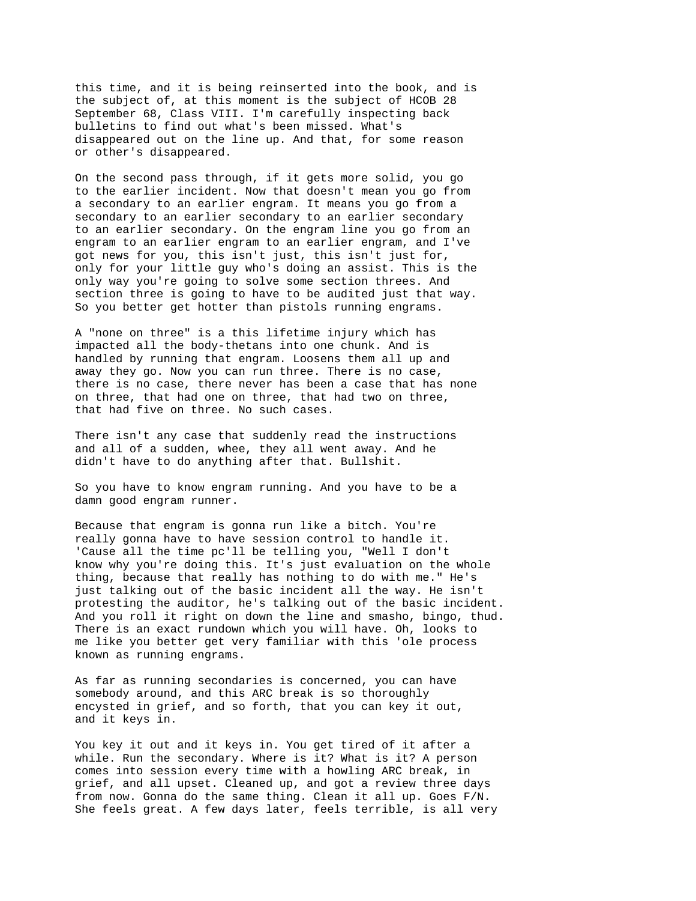this time, and it is being reinserted into the book, and is the subject of, at this moment is the subject of HCOB 28 September 68, Class VIII. I'm carefully inspecting back bulletins to find out what's been missed. What's disappeared out on the line up. And that, for some reason or other's disappeared.

On the second pass through, if it gets more solid, you go to the earlier incident. Now that doesn't mean you go from a secondary to an earlier engram. It means you go from a secondary to an earlier secondary to an earlier secondary to an earlier secondary. On the engram line you go from an engram to an earlier engram to an earlier engram, and I've got news for you, this isn't just, this isn't just for, only for your little guy who's doing an assist. This is the only way you're going to solve some section threes. And section three is going to have to be audited just that way. So you better get hotter than pistols running engrams.

A "none on three" is a this lifetime injury which has impacted all the body-thetans into one chunk. And is handled by running that engram. Loosens them all up and away they go. Now you can run three. There is no case, there is no case, there never has been a case that has none on three, that had one on three, that had two on three, that had five on three. No such cases.

There isn't any case that suddenly read the instructions and all of a sudden, whee, they all went away. And he didn't have to do anything after that. Bullshit.

So you have to know engram running. And you have to be a damn good engram runner.

Because that engram is gonna run like a bitch. You're really gonna have to have session control to handle it. 'Cause all the time pc'll be telling you, "Well I don't know why you're doing this. It's just evaluation on the whole thing, because that really has nothing to do with me." He's just talking out of the basic incident all the way. He isn't protesting the auditor, he's talking out of the basic incident. And you roll it right on down the line and smasho, bingo, thud. There is an exact rundown which you will have. Oh, looks to me like you better get very familiar with this 'ole process known as running engrams.

As far as running secondaries is concerned, you can have somebody around, and this ARC break is so thoroughly encysted in grief, and so forth, that you can key it out, and it keys in.

You key it out and it keys in. You get tired of it after a while. Run the secondary. Where is it? What is it? A person comes into session every time with a howling ARC break, in grief, and all upset. Cleaned up, and got a review three days from now. Gonna do the same thing. Clean it all up. Goes F/N. She feels great. A few days later, feels terrible, is all very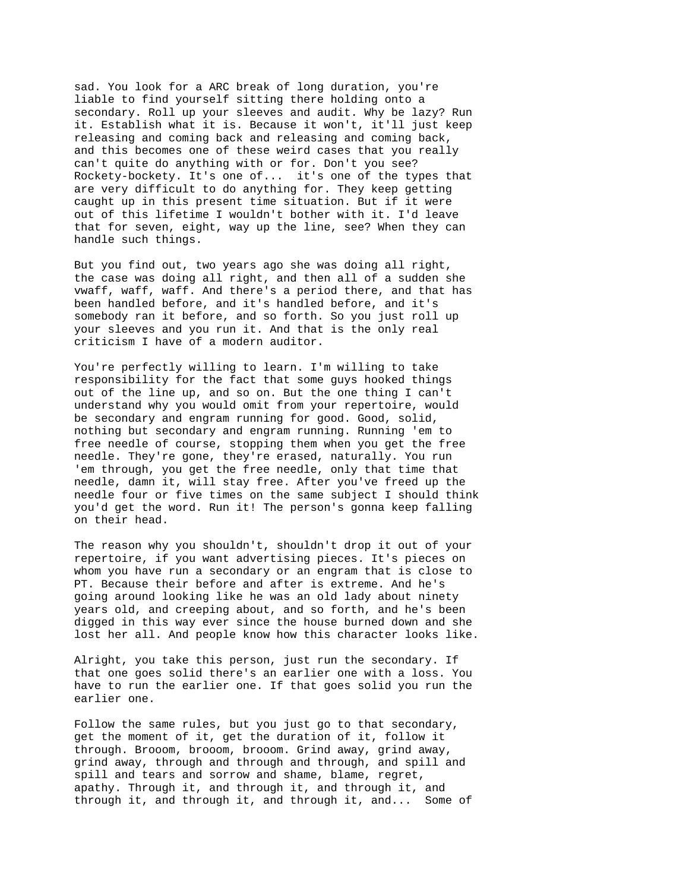sad. You look for a ARC break of long duration, you're liable to find yourself sitting there holding onto a secondary. Roll up your sleeves and audit. Why be lazy? Run it. Establish what it is. Because it won't, it'll just keep releasing and coming back and releasing and coming back, and this becomes one of these weird cases that you really can't quite do anything with or for. Don't you see? Rockety-bockety. It's one of... it's one of the types that are very difficult to do anything for. They keep getting caught up in this present time situation. But if it were out of this lifetime I wouldn't bother with it. I'd leave that for seven, eight, way up the line, see? When they can handle such things.

But you find out, two years ago she was doing all right, the case was doing all right, and then all of a sudden she vwaff, waff, waff. And there's a period there, and that has been handled before, and it's handled before, and it's somebody ran it before, and so forth. So you just roll up your sleeves and you run it. And that is the only real criticism I have of a modern auditor.

You're perfectly willing to learn. I'm willing to take responsibility for the fact that some guys hooked things out of the line up, and so on. But the one thing I can't understand why you would omit from your repertoire, would be secondary and engram running for good. Good, solid, nothing but secondary and engram running. Running 'em to free needle of course, stopping them when you get the free needle. They're gone, they're erased, naturally. You run 'em through, you get the free needle, only that time that needle, damn it, will stay free. After you've freed up the needle four or five times on the same subject I should think you'd get the word. Run it! The person's gonna keep falling on their head.

The reason why you shouldn't, shouldn't drop it out of your repertoire, if you want advertising pieces. It's pieces on whom you have run a secondary or an engram that is close to PT. Because their before and after is extreme. And he's going around looking like he was an old lady about ninety years old, and creeping about, and so forth, and he's been digged in this way ever since the house burned down and she lost her all. And people know how this character looks like.

Alright, you take this person, just run the secondary. If that one goes solid there's an earlier one with a loss. You have to run the earlier one. If that goes solid you run the earlier one.

Follow the same rules, but you just go to that secondary, get the moment of it, get the duration of it, follow it through. Brooom, brooom, brooom. Grind away, grind away, grind away, through and through and through, and spill and spill and tears and sorrow and shame, blame, regret, apathy. Through it, and through it, and through it, and through it, and through it, and through it, and... Some of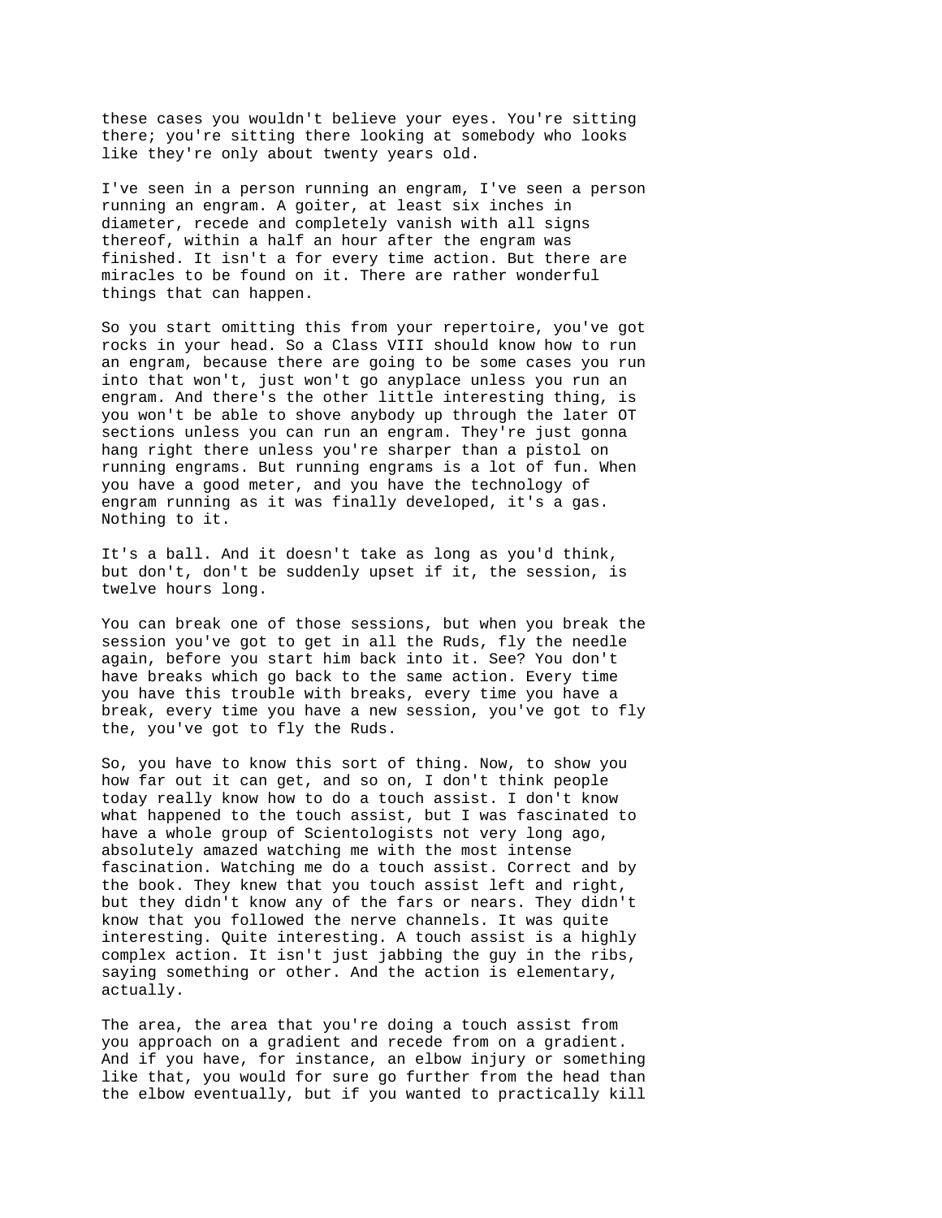these cases you wouldn't believe your eyes. You're sitting there; you're sitting there looking at somebody who looks like they're only about twenty years old.

I've seen in a person running an engram, I've seen a person running an engram. A goiter, at least six inches in diameter, recede and completely vanish with all signs thereof, within a half an hour after the engram was finished. It isn't a for every time action. But there are miracles to be found on it. There are rather wonderful things that can happen.

So you start omitting this from your repertoire, you've got rocks in your head. So a Class VIII should know how to run an engram, because there are going to be some cases you run into that won't, just won't go anyplace unless you run an engram. And there's the other little interesting thing, is you won't be able to shove anybody up through the later OT sections unless you can run an engram. They're just gonna hang right there unless you're sharper than a pistol on running engrams. But running engrams is a lot of fun. When you have a good meter, and you have the technology of engram running as it was finally developed, it's a gas. Nothing to it.

It's a ball. And it doesn't take as long as you'd think, but don't, don't be suddenly upset if it, the session, is twelve hours long.

You can break one of those sessions, but when you break the session you've got to get in all the Ruds, fly the needle again, before you start him back into it. See? You don't have breaks which go back to the same action. Every time you have this trouble with breaks, every time you have a break, every time you have a new session, you've got to fly the, you've got to fly the Ruds.

So, you have to know this sort of thing. Now, to show you how far out it can get, and so on, I don't think people today really know how to do a touch assist. I don't know what happened to the touch assist, but I was fascinated to have a whole group of Scientologists not very long ago, absolutely amazed watching me with the most intense fascination. Watching me do a touch assist. Correct and by the book. They knew that you touch assist left and right, but they didn't know any of the fars or nears. They didn't know that you followed the nerve channels. It was quite interesting. Quite interesting. A touch assist is a highly complex action. It isn't just jabbing the guy in the ribs, saying something or other. And the action is elementary, actually.

The area, the area that you're doing a touch assist from you approach on a gradient and recede from on a gradient. And if you have, for instance, an elbow injury or something like that, you would for sure go further from the head than the elbow eventually, but if you wanted to practically kill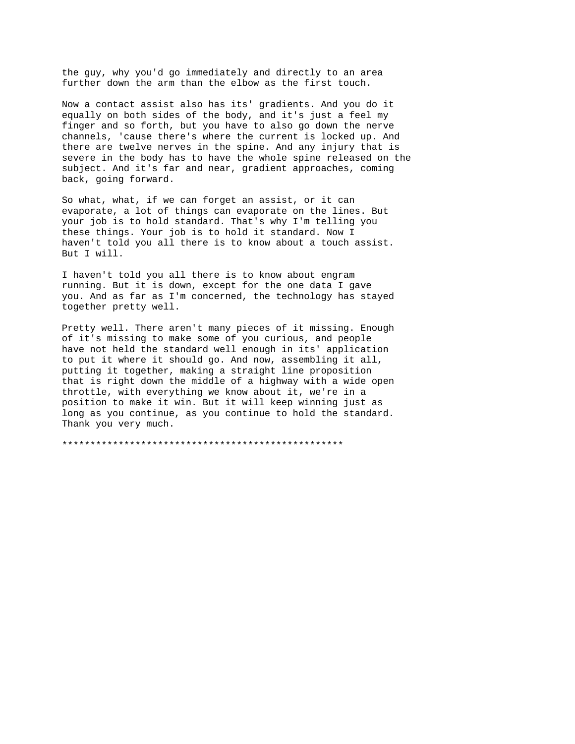the guy, why you'd go immediately and directly to an area further down the arm than the elbow as the first touch.

Now a contact assist also has its' gradients. And you do it equally on both sides of the body, and it's just a feel my finger and so forth, but you have to also go down the nerve channels, 'cause there's where the current is locked up. And there are twelve nerves in the spine. And any injury that is severe in the body has to have the whole spine released on the subject. And it's far and near, gradient approaches, coming back, going forward.

So what, what, if we can forget an assist, or it can evaporate, a lot of things can evaporate on the lines. But your job is to hold standard. That's why I'm telling you these things. Your job is to hold it standard. Now I haven't told you all there is to know about a touch assist. But I will.

I haven't told you all there is to know about engram running. But it is down, except for the one data I gave you. And as far as I'm concerned, the technology has stayed together pretty well.

Pretty well. There aren't many pieces of it missing. Enough of it's missing to make some of you curious, and people have not held the standard well enough in its' application to put it where it should go. And now, assembling it all, putting it together, making a straight line proposition that is right down the middle of a highway with a wide open throttle, with everything we know about it, we're in a position to make it win. But it will keep winning just as long as you continue, as you continue to hold the standard. Thank you very much.

***************************************************